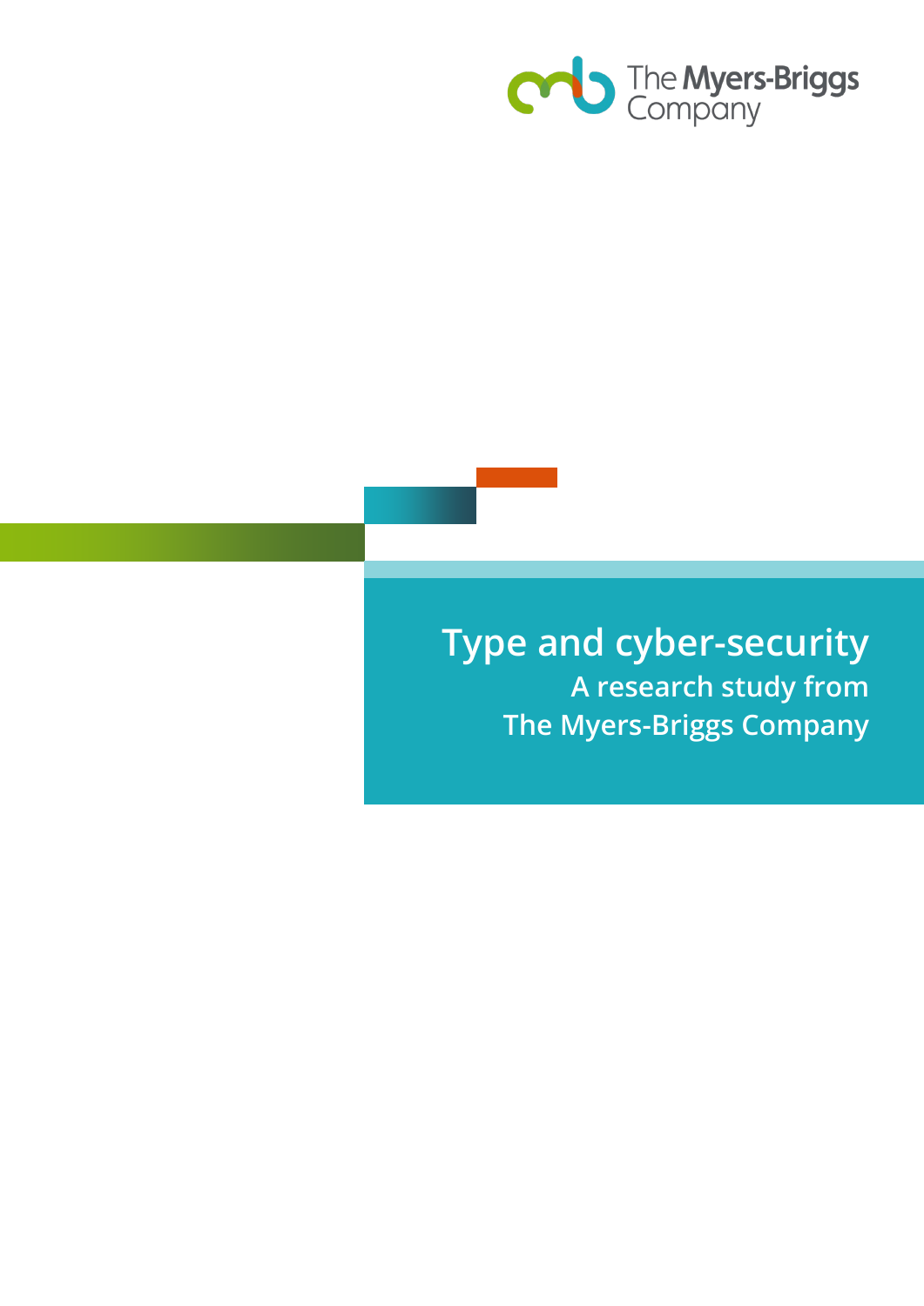# Type and cyber-security

## A research study from The Myers-Briggs Company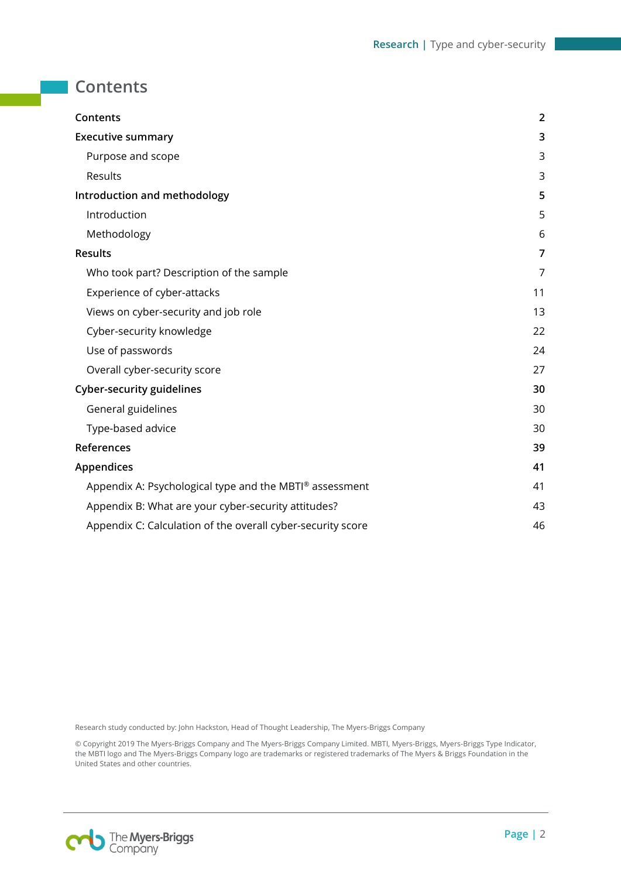# Contents

| | |
|---|---|
| **Contents** | **2** |
| **Executive summary** | **3** |
| Purpose and scope | 3 |
| Results | 3 |
| **Introduction and methodology** | **5** |
| Introduction | 5 |
| Methodology | 6 |
| **Results** | **7** |
| Who took part? Description of the sample | 7 |
| Experience of cyber-attacks | 11 |
| Views on cyber-security and job role | 13 |
| Cyber-security knowledge | 22 |
| Use of passwords | 24 |
| Overall cyber-security score | 27 |
| **Cyber-security guidelines** | **30** |
| General guidelines | 30 |
| Type-based advice | 30 |
| **References** | **39** |
| **Appendices** | **41** |
| Appendix A: Psychological type and the MBTI® assessment | 41 |
| Appendix B: What are your cyber-security attitudes? | 43 |
| Appendix C: Calculation of the overall cyber-security score | 46 |

Research study conducted by: John Hackston, Head of Thought Leadership, The Myers-Briggs Company

© Copyright 2019 The Myers-Briggs Company and The Myers-Briggs Company Limited. MBTI, Myers-Briggs, Myers-Briggs Type Indicator, the MBTI logo and The Myers-Briggs Company logo are trademarks or registered trademarks of The Myers & Briggs Foundation in the United States and other countries.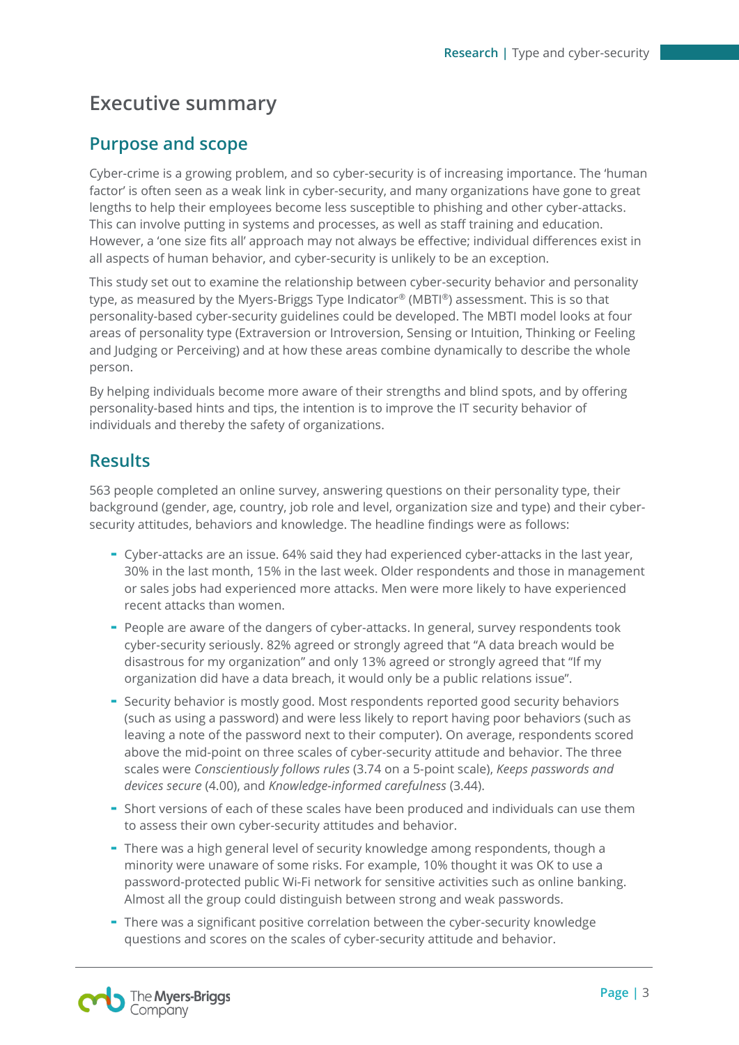# Executive summary

## Purpose and scope

Cyber-crime is a growing problem, and so cyber-security is of increasing importance. The 'human factor' is often seen as a weak link in cyber-security, and many organizations have gone to great lengths to help their employees become less susceptible to phishing and other cyber-attacks. This can involve putting in systems and processes, as well as staff training and education. However, a 'one size fits all' approach may not always be effective; individual differences exist in all aspects of human behavior, and cyber-security is unlikely to be an exception.

This study set out to examine the relationship between cyber-security behavior and personality type, as measured by the Myers-Briggs Type Indicator® (MBTI®) assessment. This is so that personality-based cyber-security guidelines could be developed. The MBTI model looks at four areas of personality type (Extraversion or Introversion, Sensing or Intuition, Thinking or Feeling and Judging or Perceiving) and at how these areas combine dynamically to describe the whole person.

By helping individuals become more aware of their strengths and blind spots, and by offering personality-based hints and tips, the intention is to improve the IT security behavior of individuals and thereby the safety of organizations.

## Results

563 people completed an online survey, answering questions on their personality type, their background (gender, age, country, job role and level, organization size and type) and their cyber-security attitudes, behaviors and knowledge. The headline findings were as follows:

- Cyber-attacks are an issue. 64% said they had experienced cyber-attacks in the last year, 30% in the last month, 15% in the last week. Older respondents and those in management or sales jobs had experienced more attacks. Men were more likely to have experienced recent attacks than women.
- People are aware of the dangers of cyber-attacks. In general, survey respondents took cyber-security seriously. 82% agreed or strongly agreed that "A data breach would be disastrous for my organization" and only 13% agreed or strongly agreed that "If my organization did have a data breach, it would only be a public relations issue".
- Security behavior is mostly good. Most respondents reported good security behaviors (such as using a password) and were less likely to report having poor behaviors (such as leaving a note of the password next to their computer). On average, respondents scored above the mid-point on three scales of cyber-security attitude and behavior. The three scales were *Conscientiously follows rules* (3.74 on a 5-point scale), *Keeps passwords and devices secure* (4.00), and *Knowledge-informed carefulness* (3.44).
- Short versions of each of these scales have been produced and individuals can use them to assess their own cyber-security attitudes and behavior.
- There was a high general level of security knowledge among respondents, though a minority were unaware of some risks. For example, 10% thought it was OK to use a password-protected public Wi-Fi network for sensitive activities such as online banking. Almost all the group could distinguish between strong and weak passwords.
- There was a significant positive correlation between the cyber-security knowledge questions and scores on the scales of cyber-security attitude and behavior.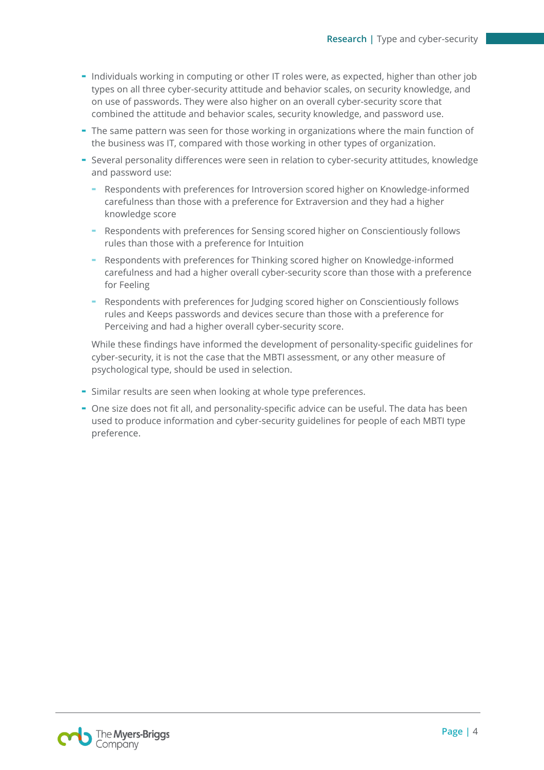- Individuals working in computing or other IT roles were, as expected, higher than other job types on all three cyber-security attitude and behavior scales, on security knowledge, and on use of passwords. They were also higher on an overall cyber-security score that combined the attitude and behavior scales, security knowledge, and password use.
- The same pattern was seen for those working in organizations where the main function of the business was IT, compared with those working in other types of organization.
- Several personality differences were seen in relation to cyber-security attitudes, knowledge and password use:
  - Respondents with preferences for Introversion scored higher on Knowledge-informed carefulness than those with a preference for Extraversion and they had a higher knowledge score
  - Respondents with preferences for Sensing scored higher on Conscientiously follows rules than those with a preference for Intuition
  - Respondents with preferences for Thinking scored higher on Knowledge-informed carefulness and had a higher overall cyber-security score than those with a preference for Feeling
  - Respondents with preferences for Judging scored higher on Conscientiously follows rules and Keeps passwords and devices secure than those with a preference for Perceiving and had a higher overall cyber-security score.

  While these findings have informed the development of personality-specific guidelines for cyber-security, it is not the case that the MBTI assessment, or any other measure of psychological type, should be used in selection.

- Similar results are seen when looking at whole type preferences.
- One size does not fit all, and personality-specific advice can be useful. The data has been used to produce information and cyber-security guidelines for people of each MBTI type preference.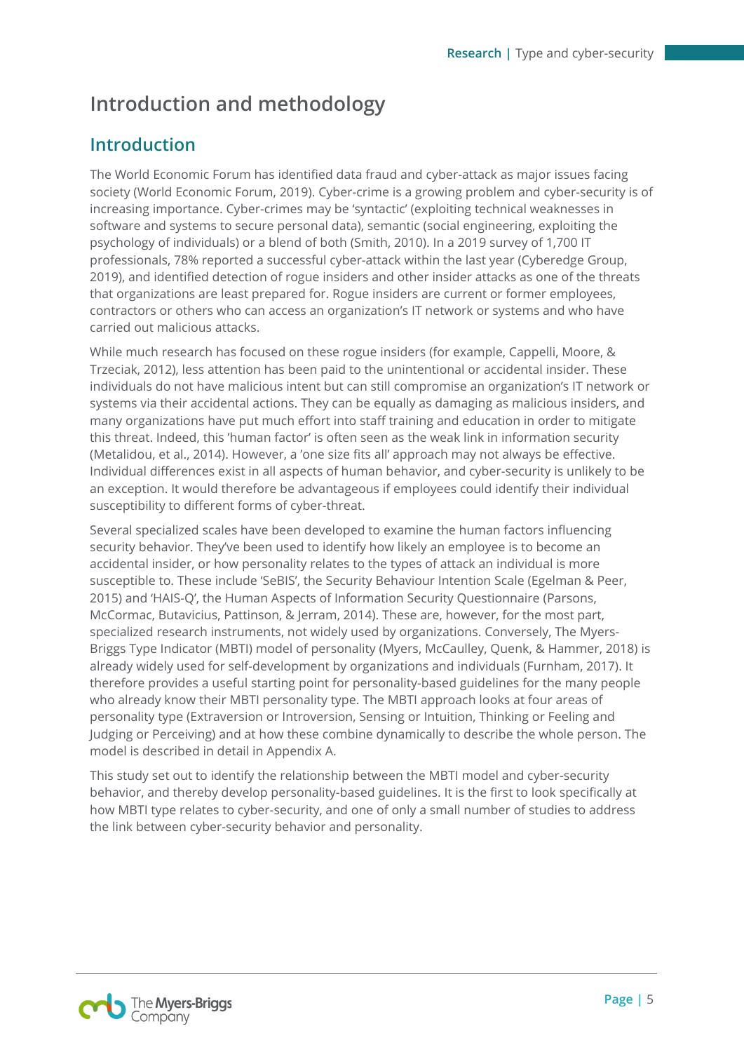# Introduction and methodology

## Introduction

The World Economic Forum has identified data fraud and cyber-attack as major issues facing society (World Economic Forum, 2019). Cyber-crime is a growing problem and cyber-security is of increasing importance. Cyber-crimes may be 'syntactic' (exploiting technical weaknesses in software and systems to secure personal data), semantic (social engineering, exploiting the psychology of individuals) or a blend of both (Smith, 2010). In a 2019 survey of 1,700 IT professionals, 78% reported a successful cyber-attack within the last year (Cyberedge Group, 2019), and identified detection of rogue insiders and other insider attacks as one of the threats that organizations are least prepared for. Rogue insiders are current or former employees, contractors or others who can access an organization's IT network or systems and who have carried out malicious attacks.

While much research has focused on these rogue insiders (for example, Cappelli, Moore, & Trzeciak, 2012), less attention has been paid to the unintentional or accidental insider. These individuals do not have malicious intent but can still compromise an organization's IT network or systems via their accidental actions. They can be equally as damaging as malicious insiders, and many organizations have put much effort into staff training and education in order to mitigate this threat. Indeed, this 'human factor' is often seen as the weak link in information security (Metalidou, et al., 2014). However, a 'one size fits all' approach may not always be effective. Individual differences exist in all aspects of human behavior, and cyber-security is unlikely to be an exception. It would therefore be advantageous if employees could identify their individual susceptibility to different forms of cyber-threat.

Several specialized scales have been developed to examine the human factors influencing security behavior. They've been used to identify how likely an employee is to become an accidental insider, or how personality relates to the types of attack an individual is more susceptible to. These include 'SeBIS', the Security Behaviour Intention Scale (Egelman & Peer, 2015) and 'HAIS-Q', the Human Aspects of Information Security Questionnaire (Parsons, McCormac, Butavicius, Pattinson, & Jerram, 2014). These are, however, for the most part, specialized research instruments, not widely used by organizations. Conversely, The Myers-Briggs Type Indicator (MBTI) model of personality (Myers, McCaulley, Quenk, & Hammer, 2018) is already widely used for self-development by organizations and individuals (Furnham, 2017). It therefore provides a useful starting point for personality-based guidelines for the many people who already know their MBTI personality type. The MBTI approach looks at four areas of personality type (Extraversion or Introversion, Sensing or Intuition, Thinking or Feeling and Judging or Perceiving) and at how these combine dynamically to describe the whole person. The model is described in detail in Appendix A.

This study set out to identify the relationship between the MBTI model and cyber-security behavior, and thereby develop personality-based guidelines. It is the first to look specifically at how MBTI type relates to cyber-security, and one of only a small number of studies to address the link between cyber-security behavior and personality.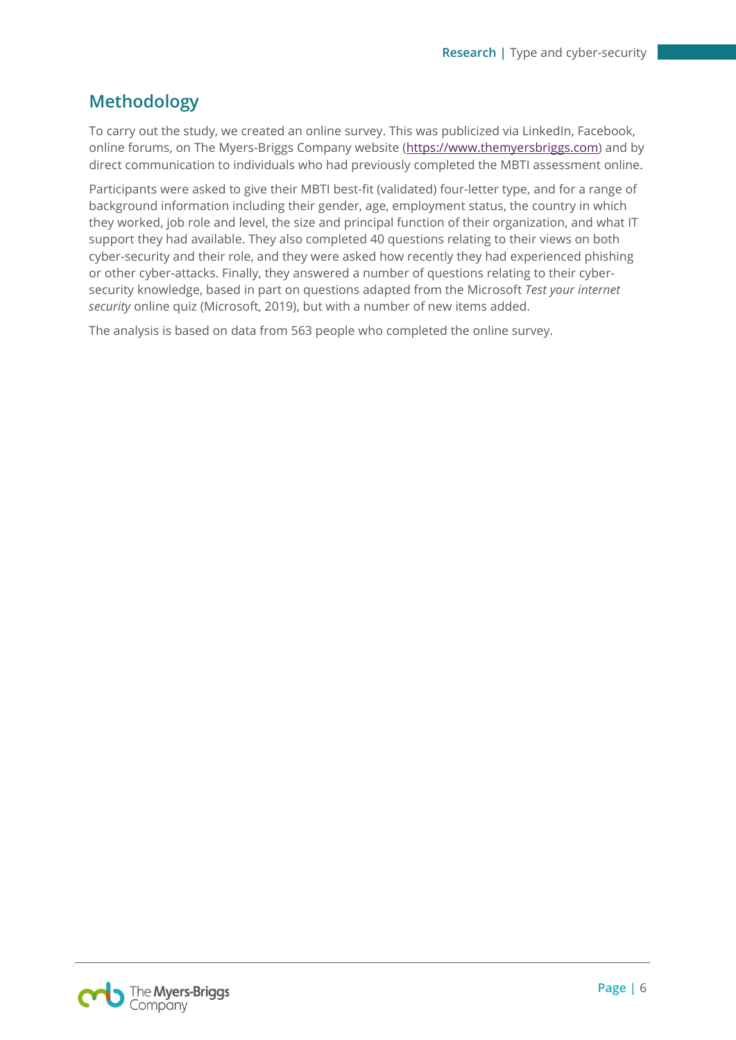## Methodology

To carry out the study, we created an online survey. This was publicized via LinkedIn, Facebook, online forums, on The Myers-Briggs Company website (https://www.themyersbriggs.com) and by direct communication to individuals who had previously completed the MBTI assessment online.

Participants were asked to give their MBTI best-fit (validated) four-letter type, and for a range of background information including their gender, age, employment status, the country in which they worked, job role and level, the size and principal function of their organization, and what IT support they had available. They also completed 40 questions relating to their views on both cyber-security and their role, and they were asked how recently they had experienced phishing or other cyber-attacks. Finally, they answered a number of questions relating to their cyber-security knowledge, based in part on questions adapted from the Microsoft *Test your internet security* online quiz (Microsoft, 2019), but with a number of new items added.

The analysis is based on data from 563 people who completed the online survey.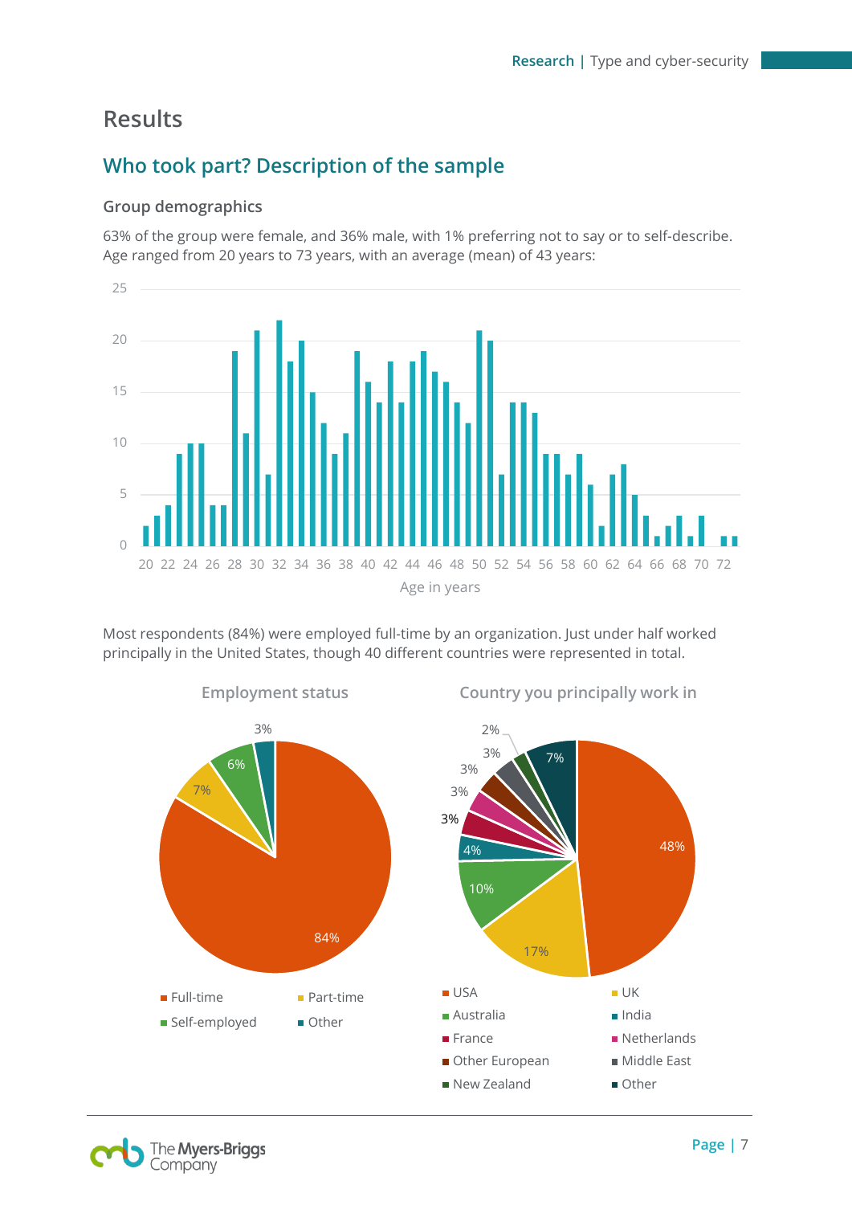# Results

## Who took part? Description of the sample

### Group demographics

63% of the group were female, and 36% male, with 1% preferring not to say or to self-describe. Age ranged from 20 years to 73 years, with an average (mean) of 43 years:

Most respondents (84%) were employed full-time by an organization. Just under half worked principally in the United States, though 40 different countries were represented in total.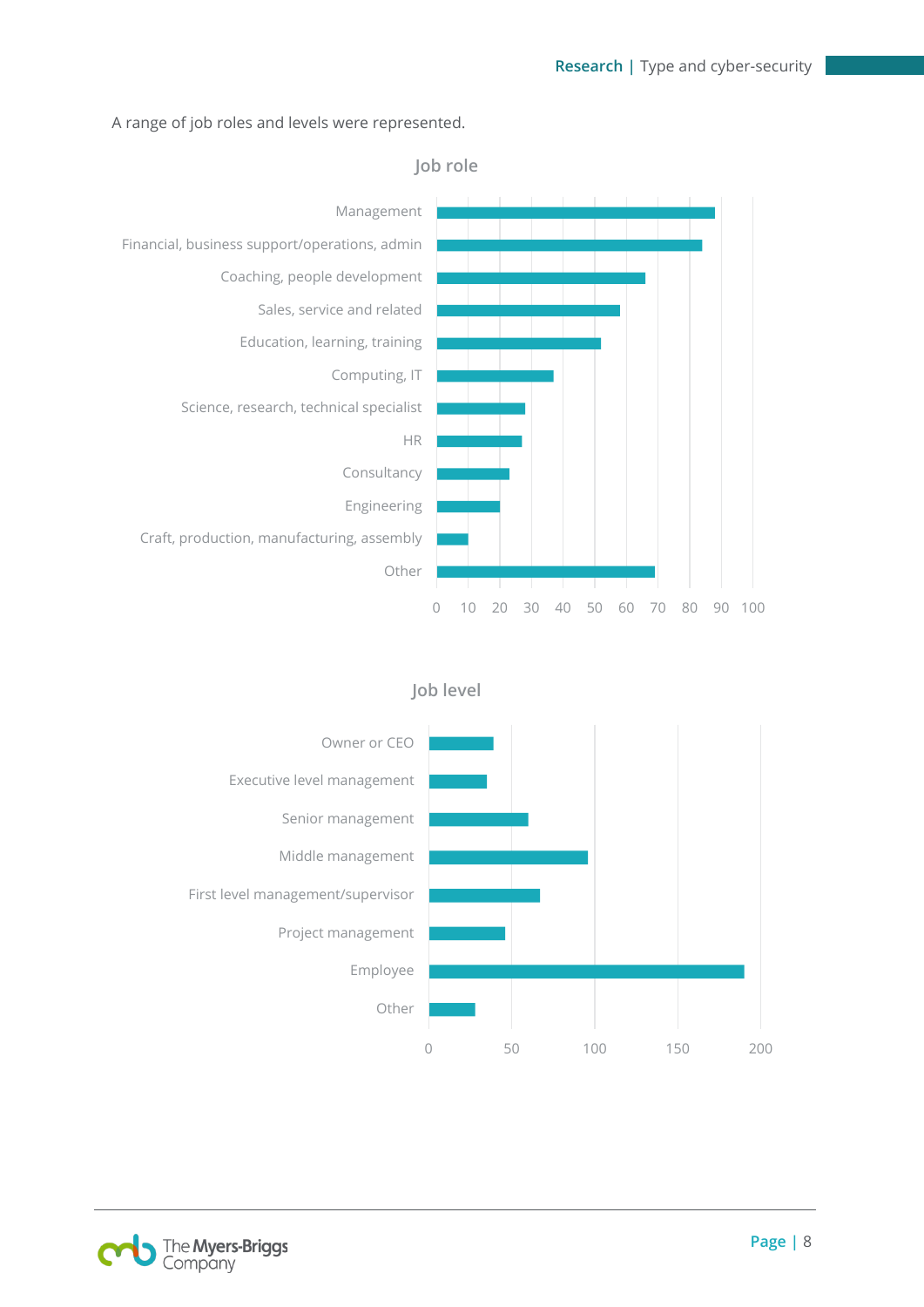A range of job roles and levels were represented.

**Job role**

| Job role | Value |
|---|---|
| Management | 88 |
| Financial, business support/operations, admin | 84 |
| Coaching, people development | 66 |
| Sales, service and related | 58 |
| Education, learning, training | 52 |
| Computing, IT | 37 |
| Science, research, technical specialist | 28 |
| HR | 27 |
| Consultancy | 23 |
| Engineering | 20 |
| Craft, production, manufacturing, assembly | 10 |
| Other | 69 |

**Job level**

| Job level | Value |
|---|---|
| Owner or CEO | 39 |
| Executive level management | 35 |
| Senior management | 60 |
| Middle management | 96 |
| First level management/supervisor | 67 |
| Project management | 46 |
| Employee | 190 |
| Other | 28 |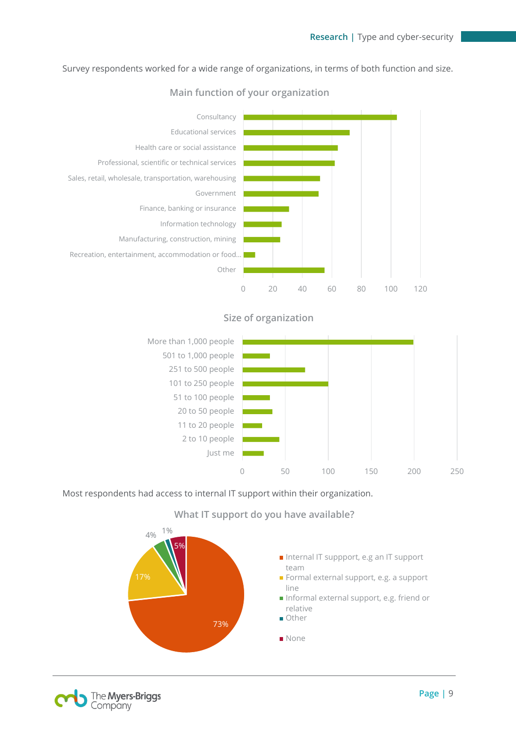Survey respondents worked for a wide range of organizations, in terms of both function and size.

**Main function of your organization**

| Function | Approx. count |
|---|---|
| Consultancy | 104 |
| Educational services | 72 |
| Health care or social assistance | 64 |
| Professional, scientific or technical services | 62 |
| Sales, retail, wholesale, transportation, warehousing | 52 |
| Government | 51 |
| Finance, banking or insurance | 31 |
| Information technology | 26 |
| Manufacturing, construction, mining | 25 |
| Recreation, entertainment, accommodation or food... | 8 |
| Other | 55 |

**Size of organization**

| Size | Approx. count |
|---|---|
| More than 1,000 people | 200 |
| 501 to 1,000 people | 32 |
| 251 to 500 people | 73 |
| 101 to 250 people | 100 |
| 51 to 100 people | 32 |
| 20 to 50 people | 35 |
| 11 to 20 people | 23 |
| 2 to 10 people | 43 |
| Just me | 25 |

Most respondents had access to internal IT support within their organization.

**What IT support do you have available?**

| IT support | % |
|---|---|
| Internal IT suppport, e.g an IT support team | 73% |
| Formal external support, e.g. a support line | 17% |
| Informal external support, e.g. friend or relative | 4% |
| Other | 1% |
| None | 5% |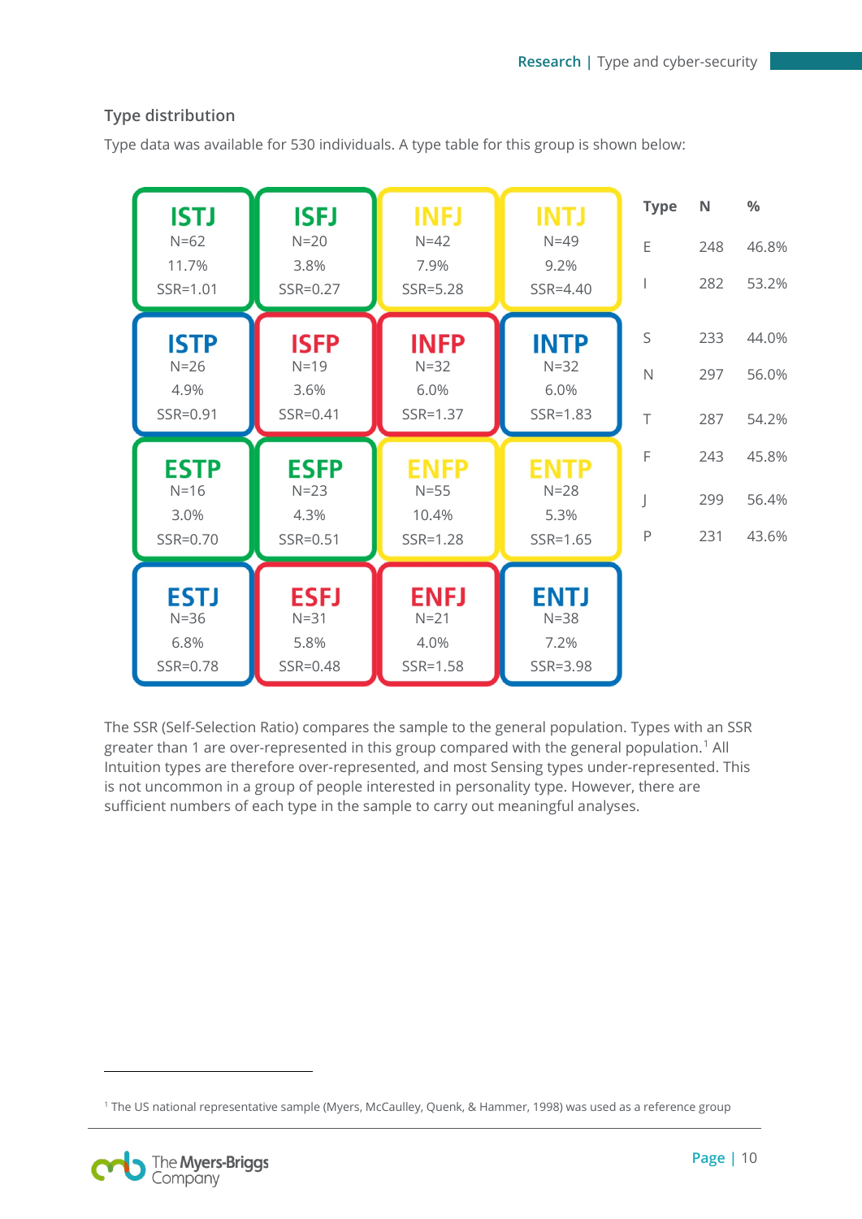## Type distribution

Type data was available for 530 individuals. A type table for this group is shown below:

| ISTJ | ISFJ | INFJ | INTJ |
|---|---|---|---|
| N=62 | N=20 | N=42 | N=49 |
| 11.7% | 3.8% | 7.9% | 9.2% |
| SSR=1.01 | SSR=0.27 | SSR=5.28 | SSR=4.40 |
| **ISTP** | **ISFP** | **INFP** | **INTP** |
| N=26 | N=19 | N=32 | N=32 |
| 4.9% | 3.6% | 6.0% | 6.0% |
| SSR=0.91 | SSR=0.41 | SSR=1.37 | SSR=1.83 |
| **ESTP** | **ESFP** | **ENFP** | **ENTP** |
| N=16 | N=23 | N=55 | N=28 |
| 3.0% | 4.3% | 10.4% | 5.3% |
| SSR=0.70 | SSR=0.51 | SSR=1.28 | SSR=1.65 |
| **ESTJ** | **ESFJ** | **ENFJ** | **ENTJ** |
| N=36 | N=31 | N=21 | N=38 |
| 6.8% | 5.8% | 4.0% | 7.2% |
| SSR=0.78 | SSR=0.48 | SSR=1.58 | SSR=3.98 |

| Type | N | % |
|---|---|---|
| E | 248 | 46.8% |
| I | 282 | 53.2% |
| S | 233 | 44.0% |
| N | 297 | 56.0% |
| T | 287 | 54.2% |
| F | 243 | 45.8% |
| J | 299 | 56.4% |
| P | 231 | 43.6% |

The SSR (Self-Selection Ratio) compares the sample to the general population. Types with an SSR greater than 1 are over-represented in this group compared with the general population.[1] All Intuition types are therefore over-represented, and most Sensing types under-represented. This is not uncommon in a group of people interested in personality type. However, there are sufficient numbers of each type in the sample to carry out meaningful analyses.

[1] The US national representative sample (Myers, McCaulley, Quenk, & Hammer, 1998) was used as a reference group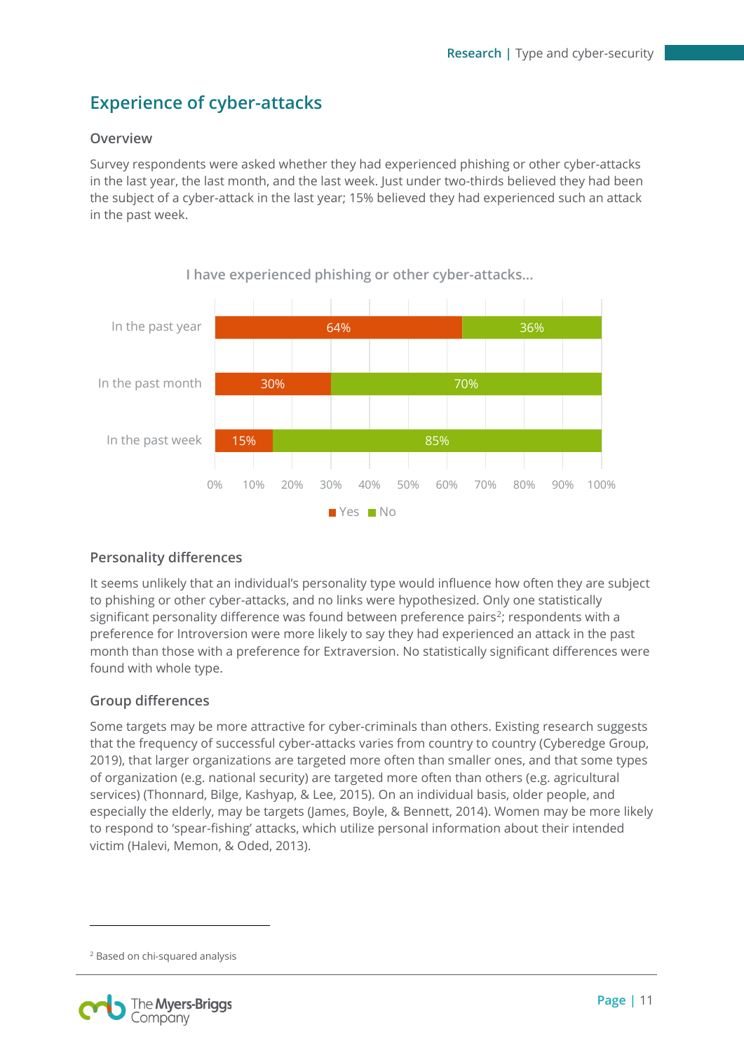## Experience of cyber-attacks

### Overview

Survey respondents were asked whether they had experienced phishing or other cyber-attacks in the last year, the last month, and the last week. Just under two-thirds believed they had been the subject of a cyber-attack in the last year; 15% believed they had experienced such an attack in the past week.

I have experienced phishing or other cyber-attacks...

| | Yes | No |
|---|---|---|
| In the past year | 64% | 36% |
| In the past month | 30% | 70% |
| In the past week | 15% | 85% |

### Personality differences

It seems unlikely that an individual's personality type would influence how often they are subject to phishing or other cyber-attacks, and no links were hypothesized. Only one statistically significant personality difference was found between preference pairs[2]; respondents with a preference for Introversion were more likely to say they had experienced an attack in the past month than those with a preference for Extraversion. No statistically significant differences were found with whole type.

### Group differences

Some targets may be more attractive for cyber-criminals than others. Existing research suggests that the frequency of successful cyber-attacks varies from country to country (Cyberedge Group, 2019), that larger organizations are targeted more often than smaller ones, and that some types of organization (e.g. national security) are targeted more often than others (e.g. agricultural services) (Thonnard, Bilge, Kashyap, & Lee, 2015). On an individual basis, older people, and especially the elderly, may be targets (James, Boyle, & Bennett, 2014). Women may be more likely to respond to 'spear-fishing' attacks, which utilize personal information about their intended victim (Halevi, Memon, & Oded, 2013).

[2] Based on chi-squared analysis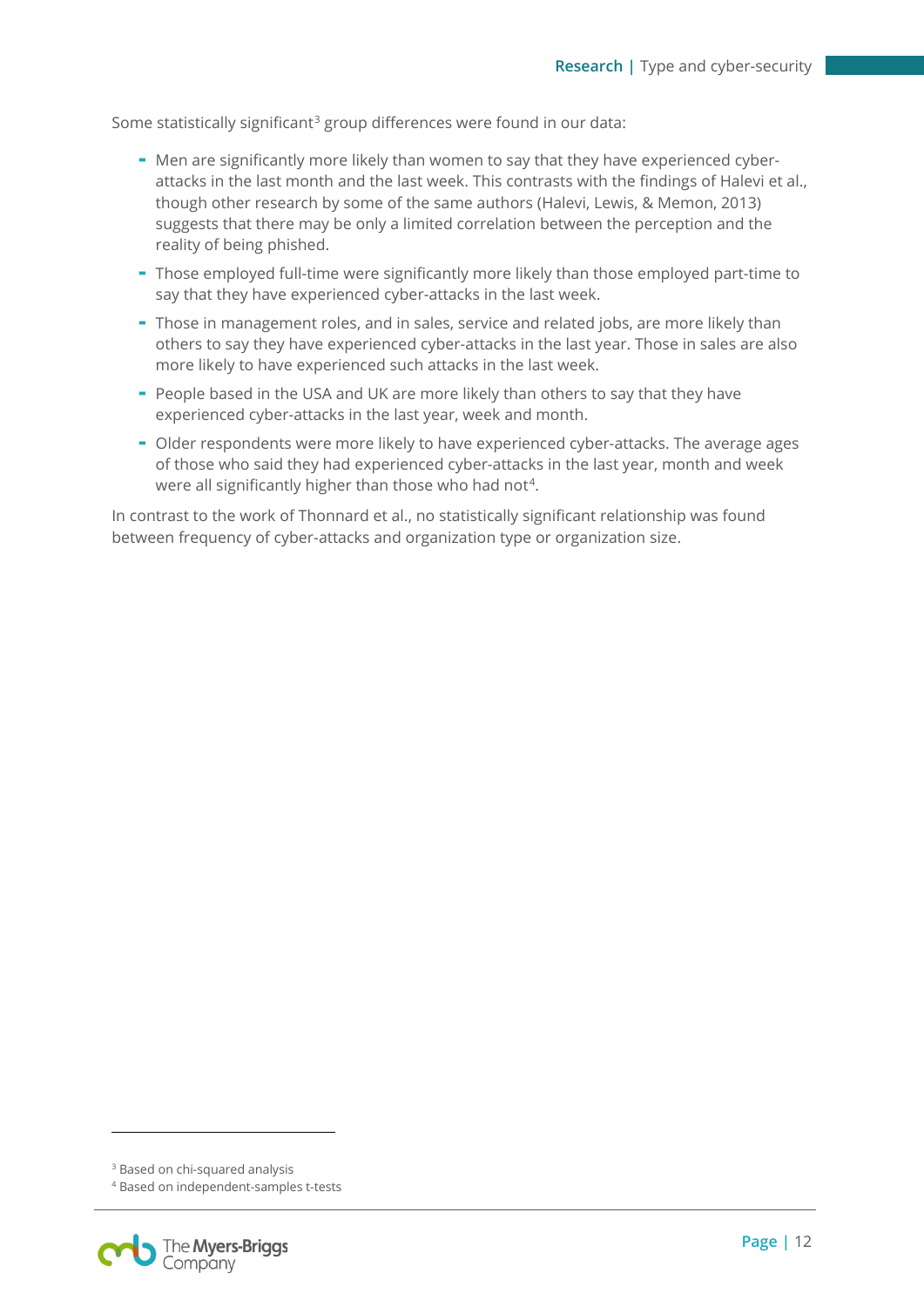Some statistically significant[3] group differences were found in our data:

- Men are significantly more likely than women to say that they have experienced cyber-attacks in the last month and the last week. This contrasts with the findings of Halevi et al., though other research by some of the same authors (Halevi, Lewis, & Memon, 2013) suggests that there may be only a limited correlation between the perception and the reality of being phished.
- Those employed full-time were significantly more likely than those employed part-time to say that they have experienced cyber-attacks in the last week.
- Those in management roles, and in sales, service and related jobs, are more likely than others to say they have experienced cyber-attacks in the last year. Those in sales are also more likely to have experienced such attacks in the last week.
- People based in the USA and UK are more likely than others to say that they have experienced cyber-attacks in the last year, week and month.
- Older respondents were more likely to have experienced cyber-attacks. The average ages of those who said they had experienced cyber-attacks in the last year, month and week were all significantly higher than those who had not[4].

In contrast to the work of Thonnard et al., no statistically significant relationship was found between frequency of cyber-attacks and organization type or organization size.

[3] Based on chi-squared analysis

[4] Based on independent-samples t-tests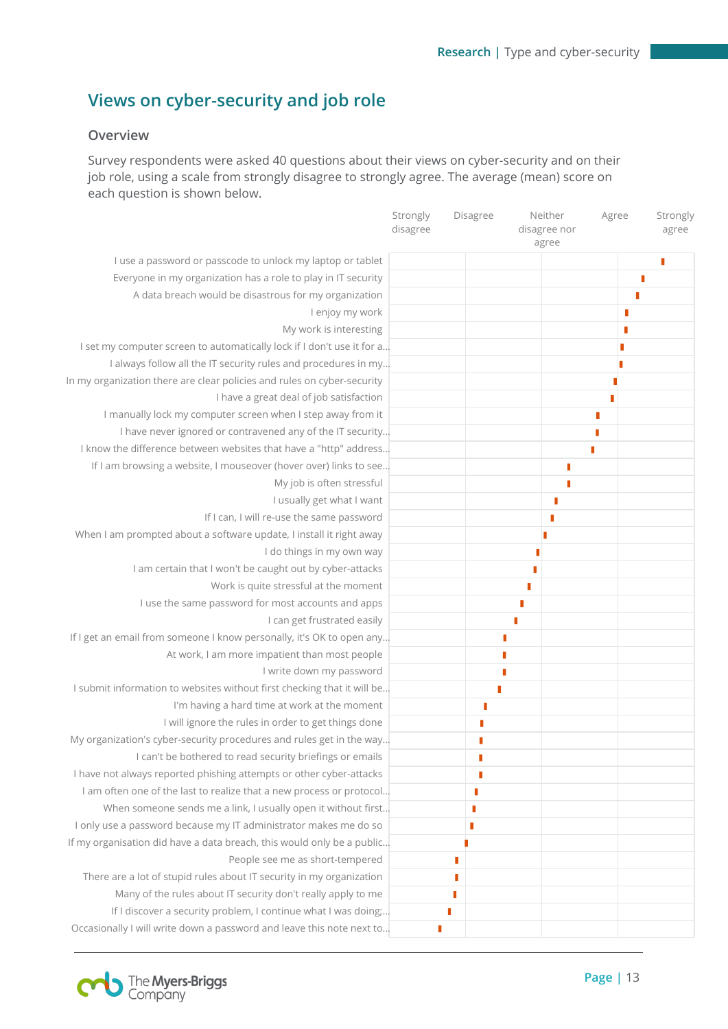## Views on cyber-security and job role

### Overview

Survey respondents were asked 40 questions about their views on cyber-security and on their job role, using a scale from strongly disagree to strongly agree. The average (mean) score on each question is shown below.

Scale: Strongly disagree | Disagree | Neither disagree nor agree | Agree | Strongly agree

- I use a password or passcode to unlock my laptop or tablet
- Everyone in my organization has a role to play in IT security
- A data breach would be disastrous for my organization
- I enjoy my work
- My work is interesting
- I set my computer screen to automatically lock if I don't use it for a...
- I always follow all the IT security rules and procedures in my...
- In my organization there are clear policies and rules on cyber-security
- I have a great deal of job satisfaction
- I manually lock my computer screen when I step away from it
- I have never ignored or contravened any of the IT security...
- I know the difference between websites that have a "http" address...
- If I am browsing a website, I mouseover (hover over) links to see...
- My job is often stressful
- I usually get what I want
- If I can, I will re-use the same password
- When I am prompted about a software update, I install it right away
- I do things in my own way
- I am certain that I won't be caught out by cyber-attacks
- Work is quite stressful at the moment
- I use the same password for most accounts and apps
- I can get frustrated easily
- If I get an email from someone I know personally, it's OK to open any...
- At work, I am more impatient than most people
- I write down my password
- I submit information to websites without first checking that it will be...
- I'm having a hard time at work at the moment
- I will ignore the rules in order to get things done
- My organization's cyber-security procedures and rules get in the way...
- I can't be bothered to read security briefings or emails
- I have not always reported phishing attempts or other cyber-attacks
- I am often one of the last to realize that a new process or protocol...
- When someone sends me a link, I usually open it without first...
- I only use a password because my IT administrator makes me do so
- If my organisation did have a data breach, this would only be a public...
- People see me as short-tempered
- There are a lot of stupid rules about IT security in my organization
- Many of the rules about IT security don't really apply to me
- If I discover a security problem, I continue what I was doing;...
- Occasionally I will write down a password and leave this note next to...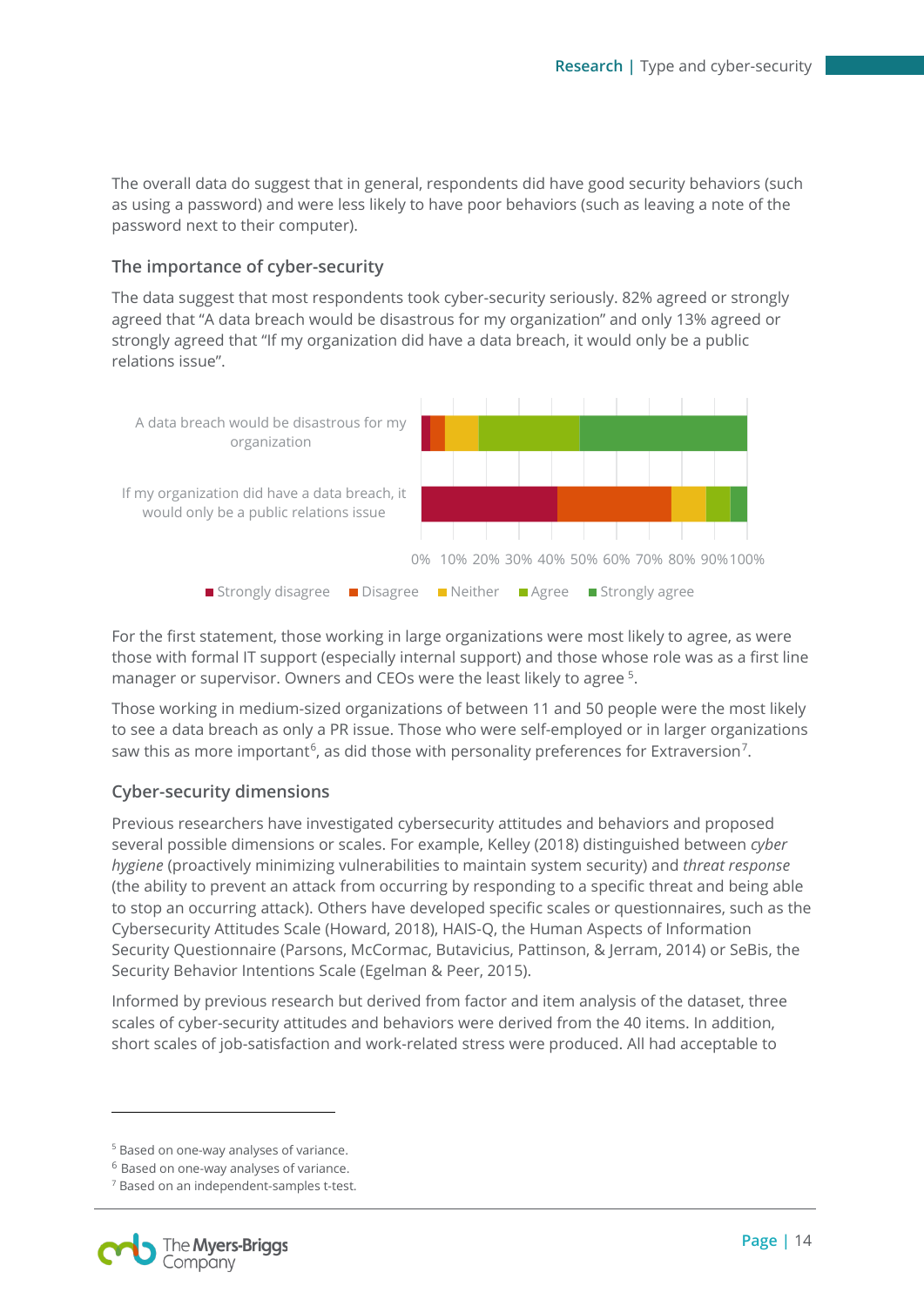The overall data do suggest that in general, respondents did have good security behaviors (such as using a password) and were less likely to have poor behaviors (such as leaving a note of the password next to their computer).

### The importance of cyber-security

The data suggest that most respondents took cyber-security seriously. 82% agreed or strongly agreed that "A data breach would be disastrous for my organization" and only 13% agreed or strongly agreed that "If my organization did have a data breach, it would only be a public relations issue".

For the first statement, those working in large organizations were most likely to agree, as were those with formal IT support (especially internal support) and those whose role was as a first line manager or supervisor. Owners and CEOs were the least likely to agree [5].

Those working in medium-sized organizations of between 11 and 50 people were the most likely to see a data breach as only a PR issue. Those who were self-employed or in larger organizations saw this as more important[6], as did those with personality preferences for Extraversion[7].

### Cyber-security dimensions

Previous researchers have investigated cybersecurity attitudes and behaviors and proposed several possible dimensions or scales. For example, Kelley (2018) distinguished between *cyber hygiene* (proactively minimizing vulnerabilities to maintain system security) and *threat response* (the ability to prevent an attack from occurring by responding to a specific threat and being able to stop an occurring attack). Others have developed specific scales or questionnaires, such as the Cybersecurity Attitudes Scale (Howard, 2018), HAIS-Q, the Human Aspects of Information Security Questionnaire (Parsons, McCormac, Butavicius, Pattinson, & Jerram, 2014) or SeBis, the Security Behavior Intentions Scale (Egelman & Peer, 2015).

Informed by previous research but derived from factor and item analysis of the dataset, three scales of cyber-security attitudes and behaviors were derived from the 40 items. In addition, short scales of job-satisfaction and work-related stress were produced. All had acceptable to

---

[5] Based on one-way analyses of variance.

[6] Based on one-way analyses of variance.

[7] Based on an independent-samples t-test.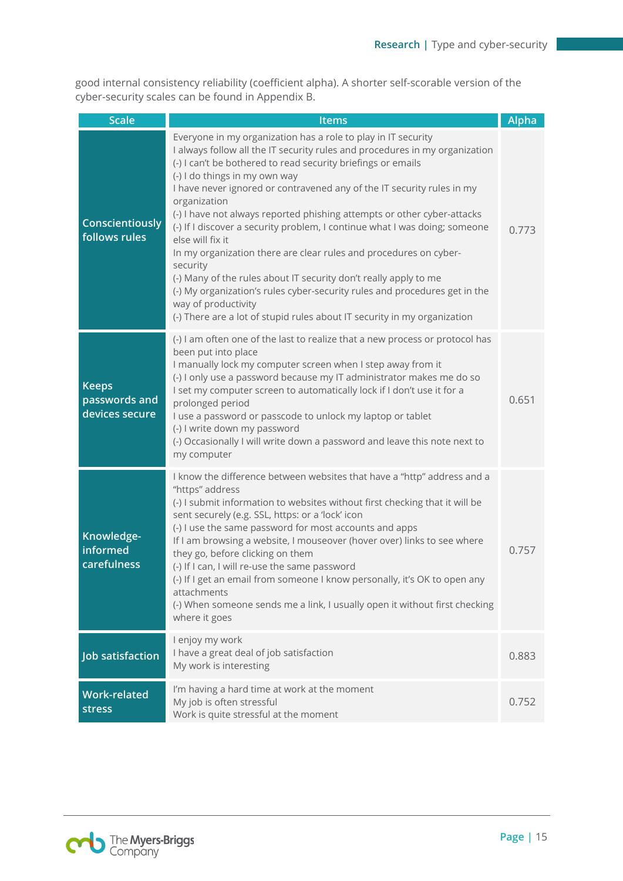good internal consistency reliability (coefficient alpha). A shorter self-scorable version of the cyber-security scales can be found in Appendix B.

| Scale | Items | Alpha |
| --- | --- | --- |
| Conscientiously follows rules | Everyone in my organization has a role to play in IT security<br>I always follow all the IT security rules and procedures in my organization<br>(-) I can't be bothered to read security briefings or emails<br>(-) I do things in my own way<br>I have never ignored or contravened any of the IT security rules in my organization<br>(-) I have not always reported phishing attempts or other cyber-attacks<br>(-) If I discover a security problem, I continue what I was doing; someone else will fix it<br>In my organization there are clear rules and procedures on cyber-security<br>(-) Many of the rules about IT security don't really apply to me<br>(-) My organization's rules cyber-security rules and procedures get in the way of productivity<br>(-) There are a lot of stupid rules about IT security in my organization | 0.773 |
| Keeps passwords and devices secure | (-) I am often one of the last to realize that a new process or protocol has been put into place<br>I manually lock my computer screen when I step away from it<br>(-) I only use a password because my IT administrator makes me do so<br>I set my computer screen to automatically lock if I don't use it for a prolonged period<br>I use a password or passcode to unlock my laptop or tablet<br>(-) I write down my password<br>(-) Occasionally I will write down a password and leave this note next to my computer | 0.651 |
| Knowledge-informed carefulness | I know the difference between websites that have a "http" address and a "https" address<br>(-) I submit information to websites without first checking that it will be sent securely (e.g. SSL, https: or a 'lock' icon<br>(-) I use the same password for most accounts and apps<br>If I am browsing a website, I mouseover (hover over) links to see where they go, before clicking on them<br>(-) If I can, I will re-use the same password<br>(-) If I get an email from someone I know personally, it's OK to open any attachments<br>(-) When someone sends me a link, I usually open it without first checking where it goes | 0.757 |
| Job satisfaction | I enjoy my work<br>I have a great deal of job satisfaction<br>My work is interesting | 0.883 |
| Work-related stress | I'm having a hard time at work at the moment<br>My job is often stressful<br>Work is quite stressful at the moment | 0.752 |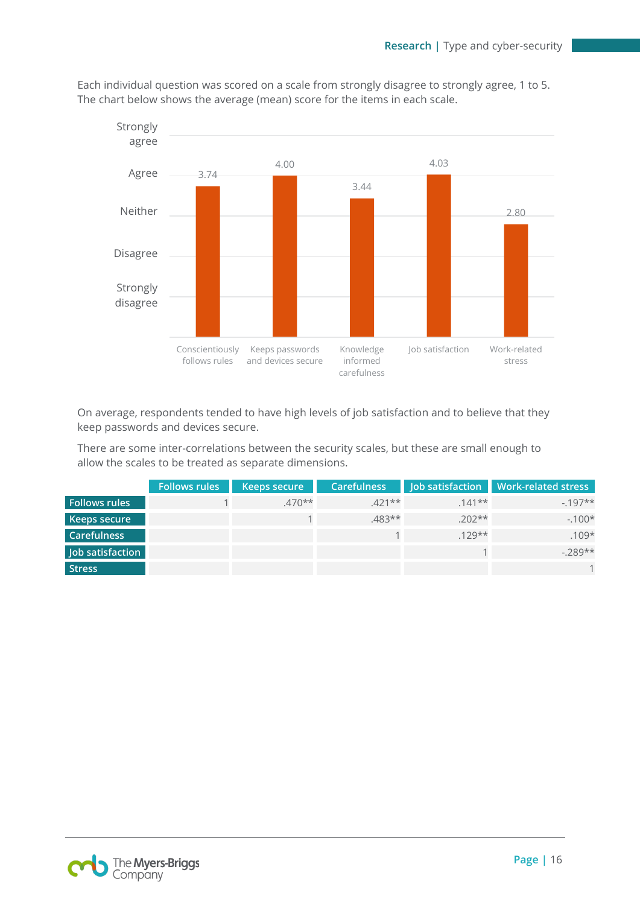Each individual question was scored on a scale from strongly disagree to strongly agree, 1 to 5. The chart below shows the average (mean) score for the items in each scale.

| Scale | Mean score |
|---|---|
| Conscientiously follows rules | 3.74 |
| Keeps passwords and devices secure | 4.00 |
| Knowledge informed carefulness | 3.44 |
| Job satisfaction | 4.03 |
| Work-related stress | 2.80 |

On average, respondents tended to have high levels of job satisfaction and to believe that they keep passwords and devices secure.

There are some inter-correlations between the security scales, but these are small enough to allow the scales to be treated as separate dimensions.

| | Follows rules | Keeps secure | Carefulness | Job satisfaction | Work-related stress |
|---|---|---|---|---|---|
| Follows rules | 1 | .470** | .421** | .141** | -.197** |
| Keeps secure | | 1 | .483** | .202** | -.100* |
| Carefulness | | | 1 | .129** | .109* |
| Job satisfaction | | | | 1 | -.289** |
| Stress | | | | | 1 |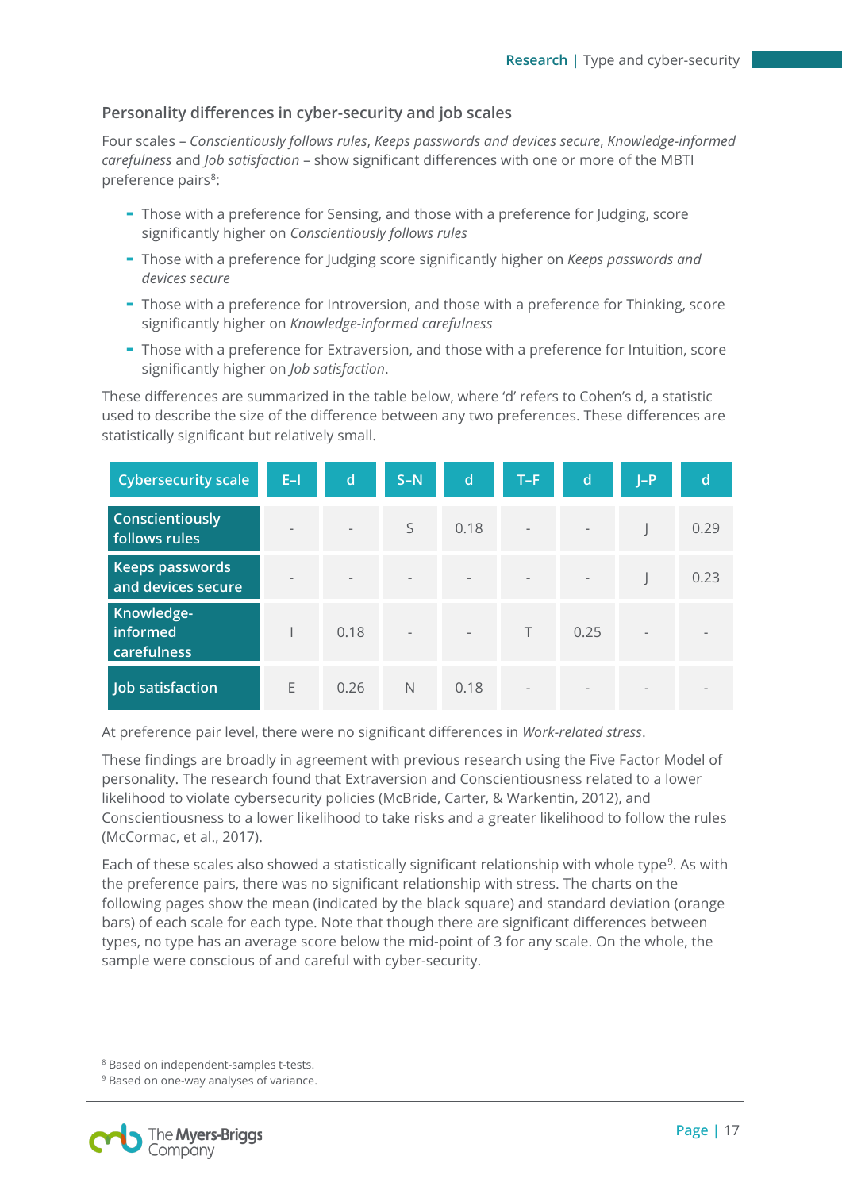## Personality differences in cyber-security and job scales

Four scales – *Conscientiously follows rules*, *Keeps passwords and devices secure*, *Knowledge-informed carefulness* and *Job satisfaction* – show significant differences with one or more of the MBTI preference pairs[8]:

- Those with a preference for Sensing, and those with a preference for Judging, score significantly higher on *Conscientiously follows rules*
- Those with a preference for Judging score significantly higher on *Keeps passwords and devices secure*
- Those with a preference for Introversion, and those with a preference for Thinking, score significantly higher on *Knowledge-informed carefulness*
- Those with a preference for Extraversion, and those with a preference for Intuition, score significantly higher on *Job satisfaction*.

These differences are summarized in the table below, where 'd' refers to Cohen's d, a statistic used to describe the size of the difference between any two preferences. These differences are statistically significant but relatively small.

| Cybersecurity scale | E–I | d | S–N | d | T–F | d | J–P | d |
|---|---|---|---|---|---|---|---|---|
| Conscientiously follows rules | - | - | S | 0.18 | - | - | J | 0.29 |
| Keeps passwords and devices secure | - | - | - | - | - | - | J | 0.23 |
| Knowledge-informed carefulness | I | 0.18 | - | - | T | 0.25 | - | - |
| Job satisfaction | E | 0.26 | N | 0.18 | - | - | - | - |

At preference pair level, there were no significant differences in *Work-related stress*.

These findings are broadly in agreement with previous research using the Five Factor Model of personality. The research found that Extraversion and Conscientiousness related to a lower likelihood to violate cybersecurity policies (McBride, Carter, & Warkentin, 2012), and Conscientiousness to a lower likelihood to take risks and a greater likelihood to follow the rules (McCormac, et al., 2017).

Each of these scales also showed a statistically significant relationship with whole type[9]. As with the preference pairs, there was no significant relationship with stress. The charts on the following pages show the mean (indicated by the black square) and standard deviation (orange bars) of each scale for each type. Note that though there are significant differences between types, no type has an average score below the mid-point of 3 for any scale. On the whole, the sample were conscious of and careful with cyber-security.

[8] Based on independent-samples t-tests.

[9] Based on one-way analyses of variance.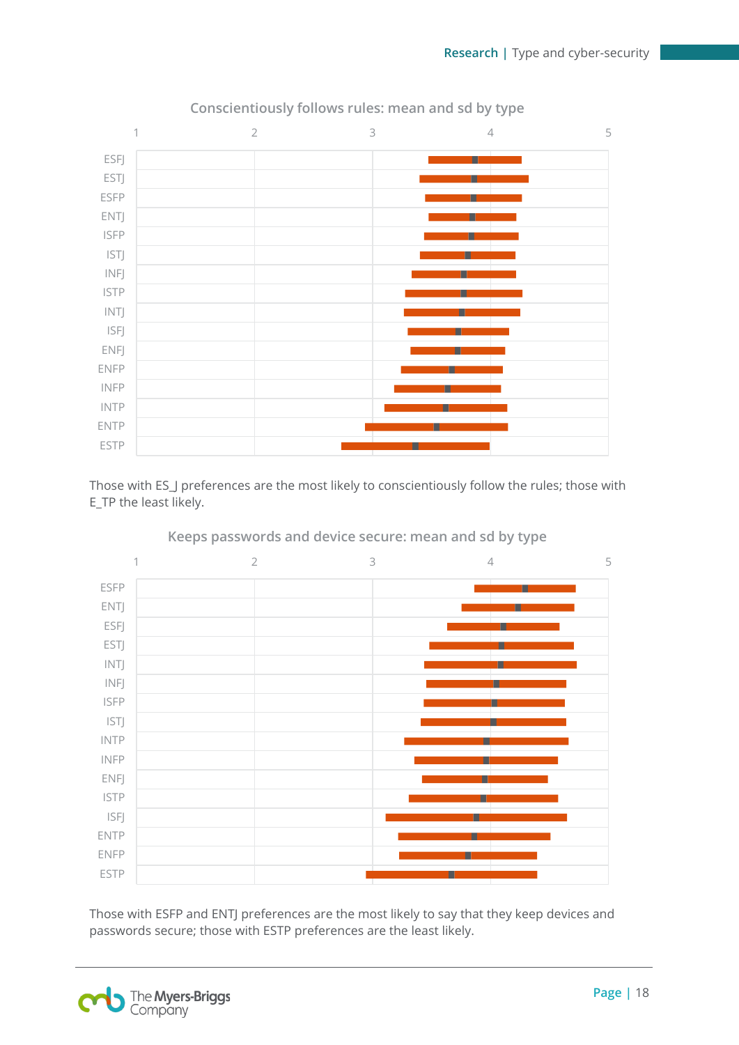Conscientiously follows rules: mean and sd by type

ESFJ, ESTJ, ESFP, ENTJ, ISFP, ISTJ, INFJ, ISTP, INTJ, ISFJ, ENFJ, ENFP, INFP, INTP, ENTP, ESTP

Those with ES_J preferences are the most likely to conscientiously follow the rules; those with E_TP the least likely.

Keeps passwords and device secure: mean and sd by type

ESFP, ENTJ, ESFJ, ESTJ, INTJ, INFJ, ISFP, ISTJ, INTP, INFP, ENFJ, ISTP, ISFJ, ENTP, ENFP, ESTP

Those with ESFP and ENTJ preferences are the most likely to say that they keep devices and passwords secure; those with ESTP preferences are the least likely.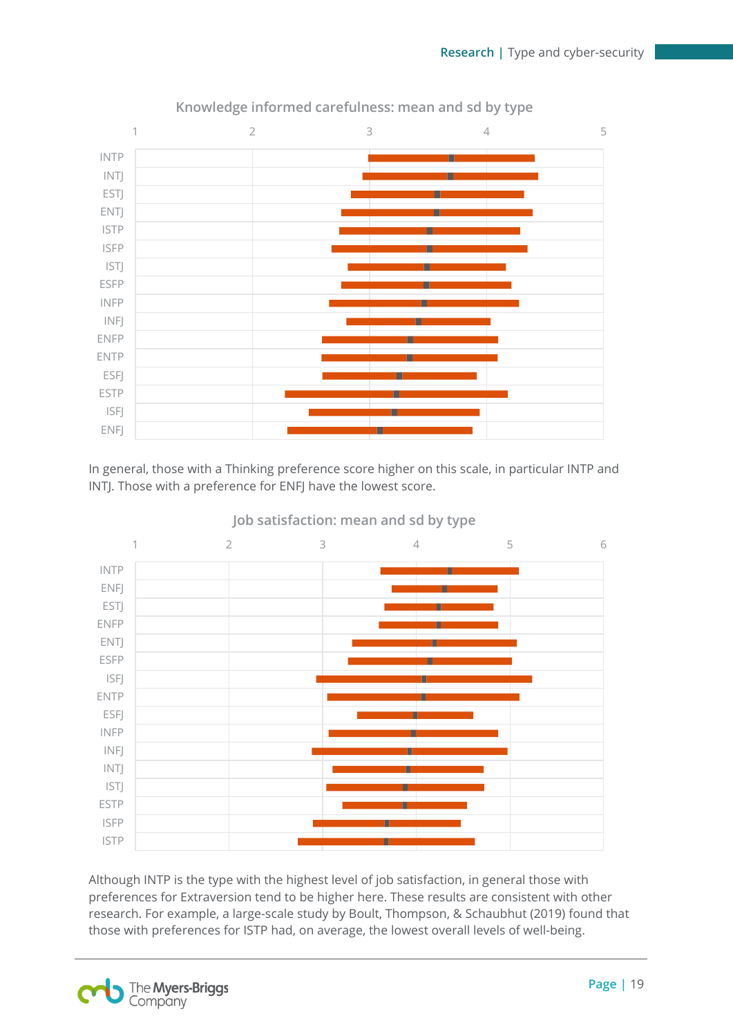**Knowledge informed carefulness: mean and sd by type**

In general, those with a Thinking preference score higher on this scale, in particular INTP and INTJ. Those with a preference for ENFJ have the lowest score.

**Job satisfaction: mean and sd by type**

Although INTP is the type with the highest level of job satisfaction, in general those with preferences for Extraversion tend to be higher here. These results are consistent with other research. For example, a large-scale study by Boult, Thompson, & Schaubhut (2019) found that those with preferences for ISTP had, on average, the lowest overall levels of well-being.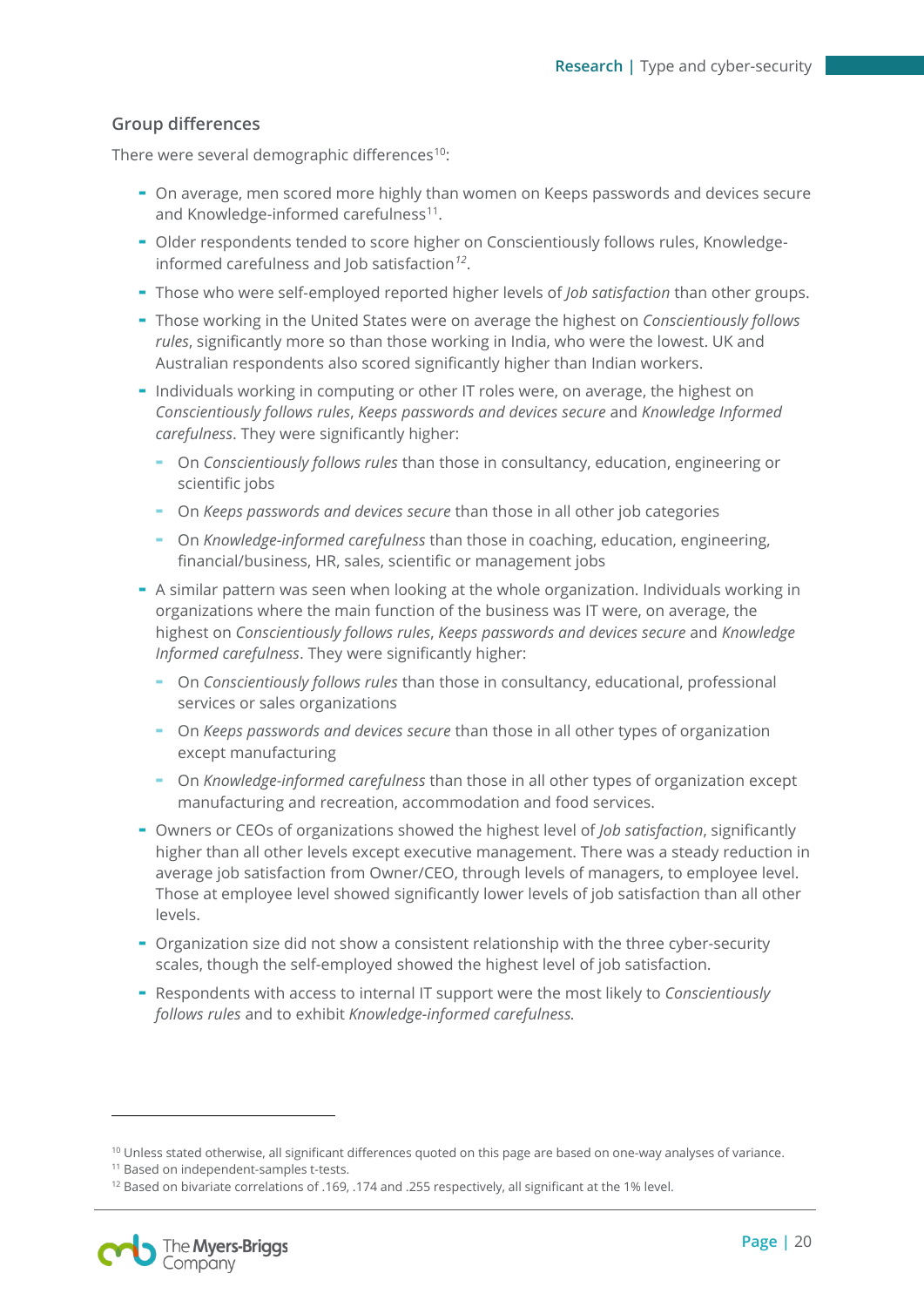## Group differences

There were several demographic differences[10]:

- On average, men scored more highly than women on Keeps passwords and devices secure and Knowledge-informed carefulness[11].
- Older respondents tended to score higher on Conscientiously follows rules, Knowledge-informed carefulness and Job satisfaction[12].
- Those who were self-employed reported higher levels of *Job satisfaction* than other groups.
- Those working in the United States were on average the highest on *Conscientiously follows rules*, significantly more so than those working in India, who were the lowest. UK and Australian respondents also scored significantly higher than Indian workers.
- Individuals working in computing or other IT roles were, on average, the highest on *Conscientiously follows rules*, *Keeps passwords and devices secure* and *Knowledge Informed carefulness*. They were significantly higher:
  - On *Conscientiously follows rules* than those in consultancy, education, engineering or scientific jobs
  - On *Keeps passwords and devices secure* than those in all other job categories
  - On *Knowledge-informed carefulness* than those in coaching, education, engineering, financial/business, HR, sales, scientific or management jobs
- A similar pattern was seen when looking at the whole organization. Individuals working in organizations where the main function of the business was IT were, on average, the highest on *Conscientiously follows rules*, *Keeps passwords and devices secure* and *Knowledge Informed carefulness*. They were significantly higher:
  - On *Conscientiously follows rules* than those in consultancy, educational, professional services or sales organizations
  - On *Keeps passwords and devices secure* than those in all other types of organization except manufacturing
  - On *Knowledge-informed carefulness* than those in all other types of organization except manufacturing and recreation, accommodation and food services.
- Owners or CEOs of organizations showed the highest level of *Job satisfaction*, significantly higher than all other levels except executive management. There was a steady reduction in average job satisfaction from Owner/CEO, through levels of managers, to employee level. Those at employee level showed significantly lower levels of job satisfaction than all other levels.
- Organization size did not show a consistent relationship with the three cyber-security scales, though the self-employed showed the highest level of job satisfaction.
- Respondents with access to internal IT support were the most likely to *Conscientiously follows rules* and to exhibit *Knowledge-informed carefulness.*

---

[10] Unless stated otherwise, all significant differences quoted on this page are based on one-way analyses of variance.

[11] Based on independent-samples t-tests.

[12] Based on bivariate correlations of .169, .174 and .255 respectively, all significant at the 1% level.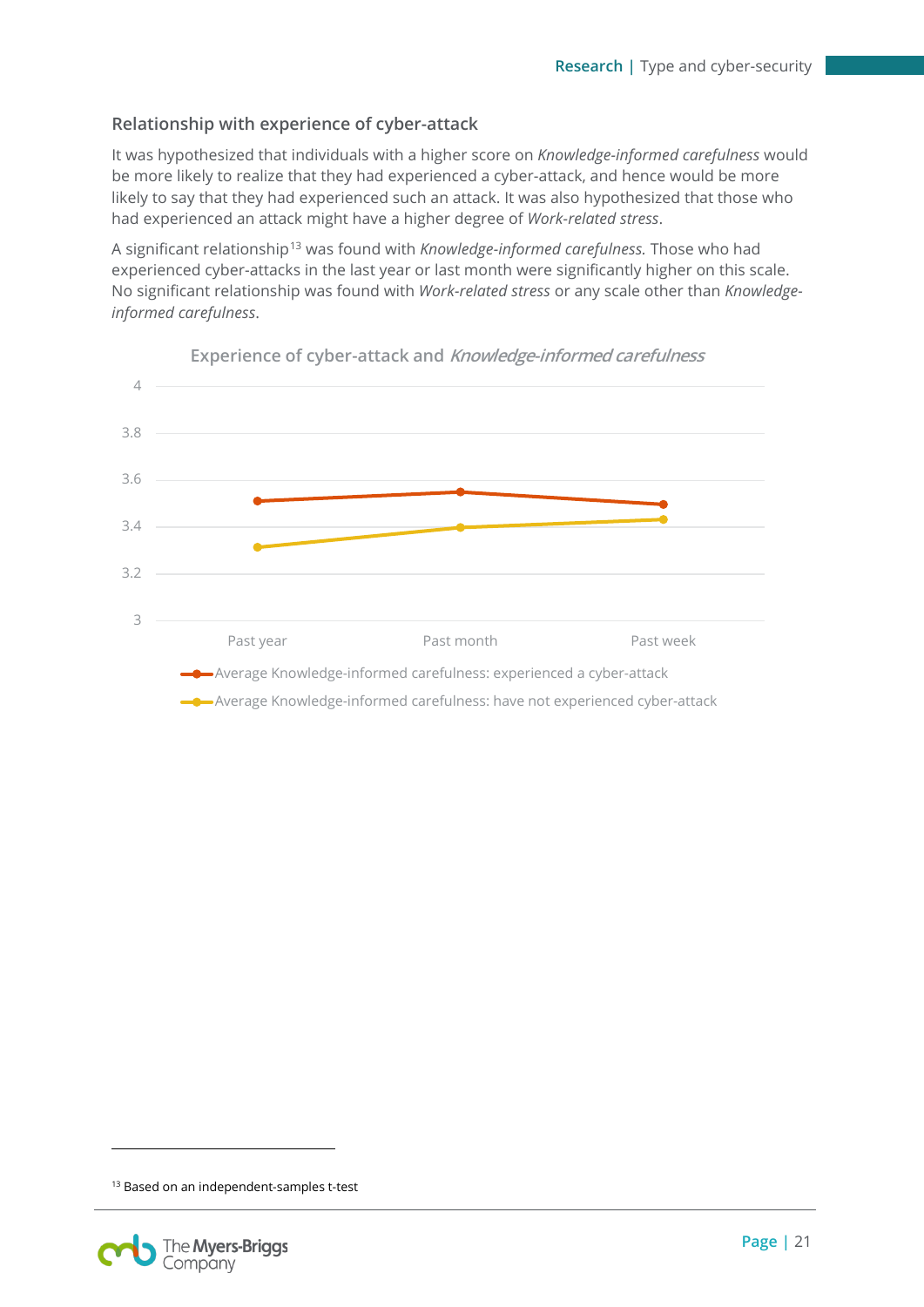## Relationship with experience of cyber-attack

It was hypothesized that individuals with a higher score on *Knowledge-informed carefulness* would be more likely to realize that they had experienced a cyber-attack, and hence would be more likely to say that they had experienced such an attack. It was also hypothesized that those who had experienced an attack might have a higher degree of *Work-related stress*.

A significant relationship[13] was found with *Knowledge-informed carefulness.* Those who had experienced cyber-attacks in the last year or last month were significantly higher on this scale. No significant relationship was found with *Work-related stress* or any scale other than *Knowledge-informed carefulness*.

Experience of cyber-attack and *Knowledge-informed carefulness*

| | Past year | Past month | Past week |
|---|---|---|---|
| Average Knowledge-informed carefulness: experienced a cyber-attack | 3.51 | 3.55 | 3.50 |
| Average Knowledge-informed carefulness: have not experienced cyber-attack | 3.31 | 3.40 | 3.43 |

[13] Based on an independent-samples t-test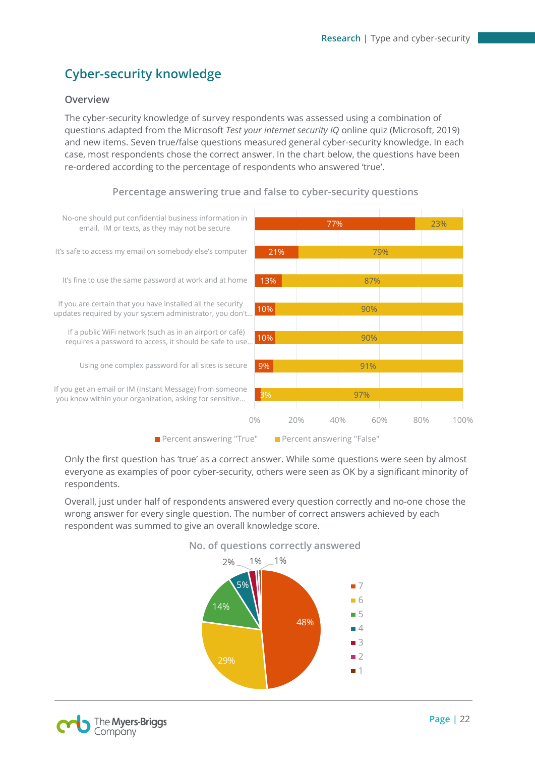## Cyber-security knowledge

### Overview

The cyber-security knowledge of survey respondents was assessed using a combination of questions adapted from the Microsoft *Test your internet security IQ* online quiz (Microsoft, 2019) and new items. Seven true/false questions measured general cyber-security knowledge. In each case, most respondents chose the correct answer. In the chart below, the questions have been re-ordered according to the percentage of respondents who answered 'true'.

**Percentage answering true and false to cyber-security questions**

| Question | Percent answering "True" | Percent answering "False" |
|---|---|---|
| No-one should put confidential business information in email, IM or texts, as they may not be secure | 77% | 23% |
| It's safe to access my email on somebody else's computer | 21% | 79% |
| It's fine to use the same password at work and at home | 13% | 87% |
| If you are certain that you have installed all the security updates required by your system administrator, you don't... | 10% | 90% |
| If a public WiFi network (such as in an airport or café) requires a password to access, it should be safe to use... | 10% | 90% |
| Using one complex password for all sites is secure | 9% | 91% |
| If you get an email or IM (Instant Message) from someone you know within your organization, asking for sensitive... | 3% | 97% |

Only the first question has 'true' as a correct answer. While some questions were seen by almost everyone as examples of poor cyber-security, others were seen as OK by a significant minority of respondents.

Overall, just under half of respondents answered every question correctly and no-one chose the wrong answer for every single question. The number of correct answers achieved by each respondent was summed to give an overall knowledge score.

**No. of questions correctly answered**

| No. correct | Percentage |
|---|---|
| 7 | 48% |
| 6 | 29% |
| 5 | 14% |
| 4 | 5% |
| 3 | 2% |
| 2 | 1% |
| 1 | 1% |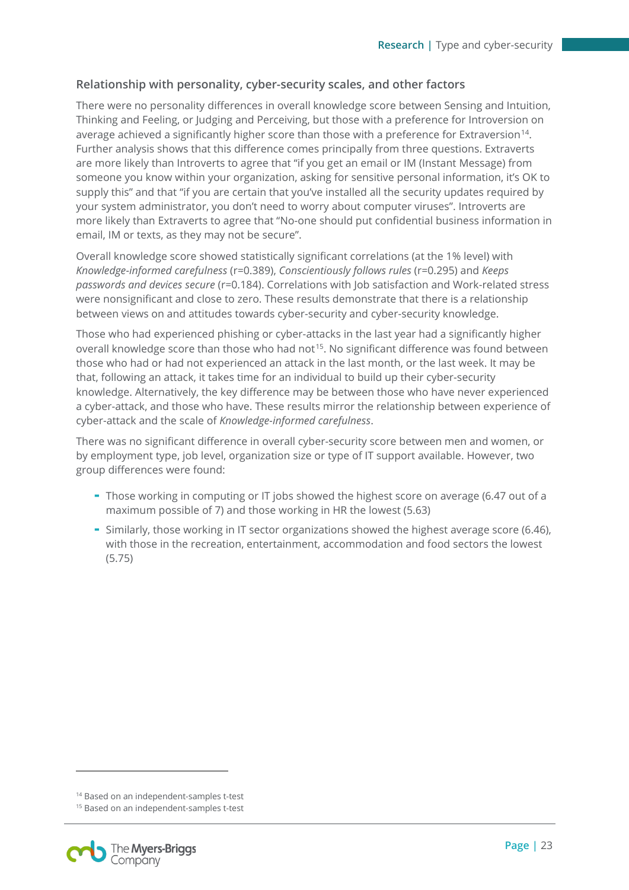### Relationship with personality, cyber-security scales, and other factors

There were no personality differences in overall knowledge score between Sensing and Intuition, Thinking and Feeling, or Judging and Perceiving, but those with a preference for Introversion on average achieved a significantly higher score than those with a preference for Extraversion[14]. Further analysis shows that this difference comes principally from three questions. Extraverts are more likely than Introverts to agree that "if you get an email or IM (Instant Message) from someone you know within your organization, asking for sensitive personal information, it's OK to supply this" and that "if you are certain that you've installed all the security updates required by your system administrator, you don't need to worry about computer viruses". Introverts are more likely than Extraverts to agree that "No-one should put confidential business information in email, IM or texts, as they may not be secure".

Overall knowledge score showed statistically significant correlations (at the 1% level) with *Knowledge-informed carefulness* (r=0.389), *Conscientiously follows rules* (r=0.295) and *Keeps passwords and devices secure* (r=0.184). Correlations with Job satisfaction and Work-related stress were nonsignificant and close to zero. These results demonstrate that there is a relationship between views on and attitudes towards cyber-security and cyber-security knowledge.

Those who had experienced phishing or cyber-attacks in the last year had a significantly higher overall knowledge score than those who had not[15]. No significant difference was found between those who had or had not experienced an attack in the last month, or the last week. It may be that, following an attack, it takes time for an individual to build up their cyber-security knowledge. Alternatively, the key difference may be between those who have never experienced a cyber-attack, and those who have. These results mirror the relationship between experience of cyber-attack and the scale of *Knowledge-informed carefulness*.

There was no significant difference in overall cyber-security score between men and women, or by employment type, job level, organization size or type of IT support available. However, two group differences were found:

- Those working in computing or IT jobs showed the highest score on average (6.47 out of a maximum possible of 7) and those working in HR the lowest (5.63)
- Similarly, those working in IT sector organizations showed the highest average score (6.46), with those in the recreation, entertainment, accommodation and food sectors the lowest (5.75)

[14] Based on an independent-samples t-test

[15] Based on an independent-samples t-test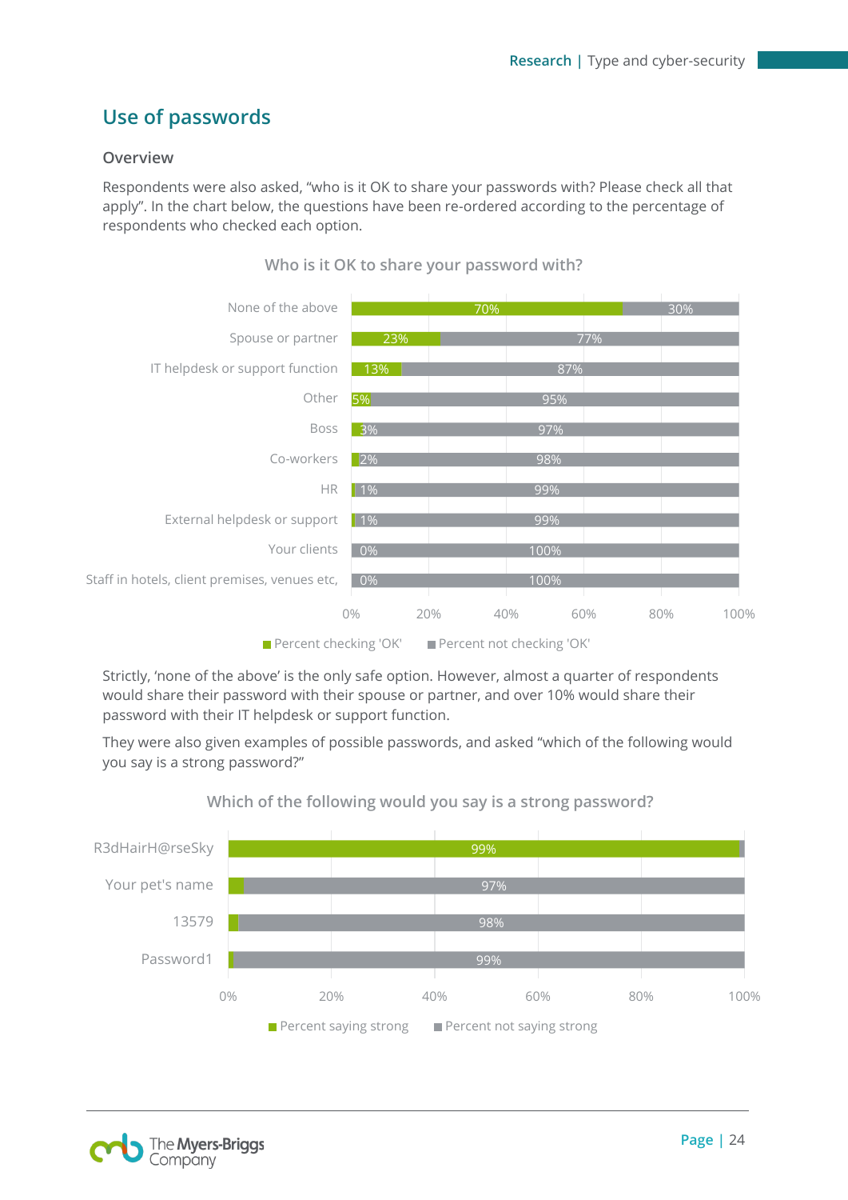## Use of passwords

### Overview

Respondents were also asked, "who is it OK to share your passwords with? Please check all that apply". In the chart below, the questions have been re-ordered according to the percentage of respondents who checked each option.

**Who is it OK to share your password with?**

| | Percent checking 'OK' | Percent not checking 'OK' |
|---|---|---|
| None of the above | 70% | 30% |
| Spouse or partner | 23% | 77% |
| IT helpdesk or support function | 13% | 87% |
| Other | 5% | 95% |
| Boss | 3% | 97% |
| Co-workers | 2% | 98% |
| HR | 1% | 99% |
| External helpdesk or support | 1% | 99% |
| Your clients | 0% | 100% |
| Staff in hotels, client premises, venues etc, | 0% | 100% |

Strictly, 'none of the above' is the only safe option. However, almost a quarter of respondents would share their password with their spouse or partner, and over 10% would share their password with their IT helpdesk or support function.

They were also given examples of possible passwords, and asked "which of the following would you say is a strong password?"

**Which of the following would you say is a strong password?**

| | Percent saying strong | Percent not saying strong |
|---|---|---|
| R3dHairH@rseSky | 99% | |
| Your pet's name | | 97% |
| 13579 | | 98% |
| Password1 | | 99% |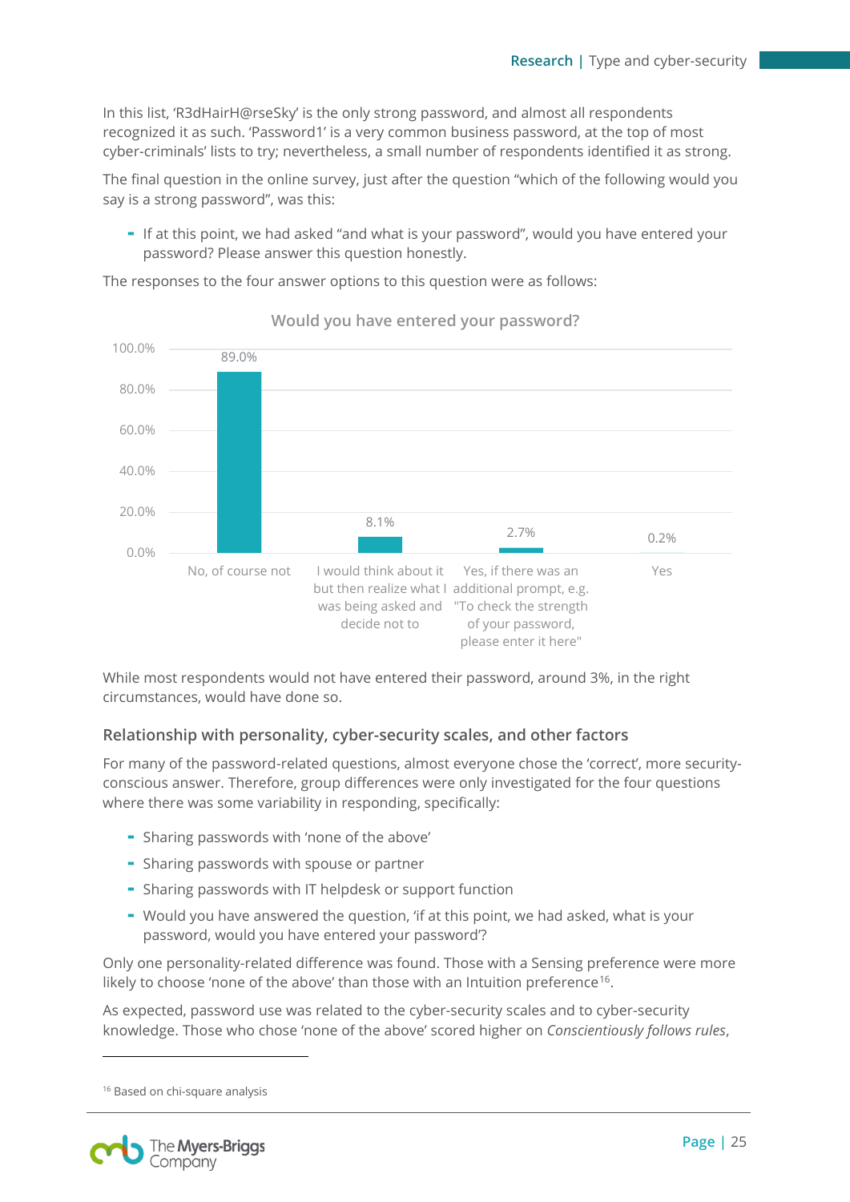In this list, 'R3dHairH@rseSky' is the only strong password, and almost all respondents recognized it as such. 'Password1' is a very common business password, at the top of most cyber-criminals' lists to try; nevertheless, a small number of respondents identified it as strong.

The final question in the online survey, just after the question "which of the following would you say is a strong password", was this:

- If at this point, we had asked "and what is your password", would you have entered your password? Please answer this question honestly.

The responses to the four answer options to this question were as follows:

**Would you have entered your password?**

| Response | Percentage |
|---|---|
| No, of course not | 89.0% |
| I would think about it but then realize what I was being asked and decide not to | 8.1% |
| Yes, if there was an additional prompt, e.g. "To check the strength of your password, please enter it here" | 2.7% |
| Yes | 0.2% |

While most respondents would not have entered their password, around 3%, in the right circumstances, would have done so.

### Relationship with personality, cyber-security scales, and other factors

For many of the password-related questions, almost everyone chose the 'correct', more security-conscious answer. Therefore, group differences were only investigated for the four questions where there was some variability in responding, specifically:

- Sharing passwords with 'none of the above'
- Sharing passwords with spouse or partner
- Sharing passwords with IT helpdesk or support function
- Would you have answered the question, 'if at this point, we had asked, what is your password, would you have entered your password'?

Only one personality-related difference was found. Those with a Sensing preference were more likely to choose 'none of the above' than those with an Intuition preference[16].

As expected, password use was related to the cyber-security scales and to cyber-security knowledge. Those who chose 'none of the above' scored higher on *Conscientiously follows rules*,

[16] Based on chi-square analysis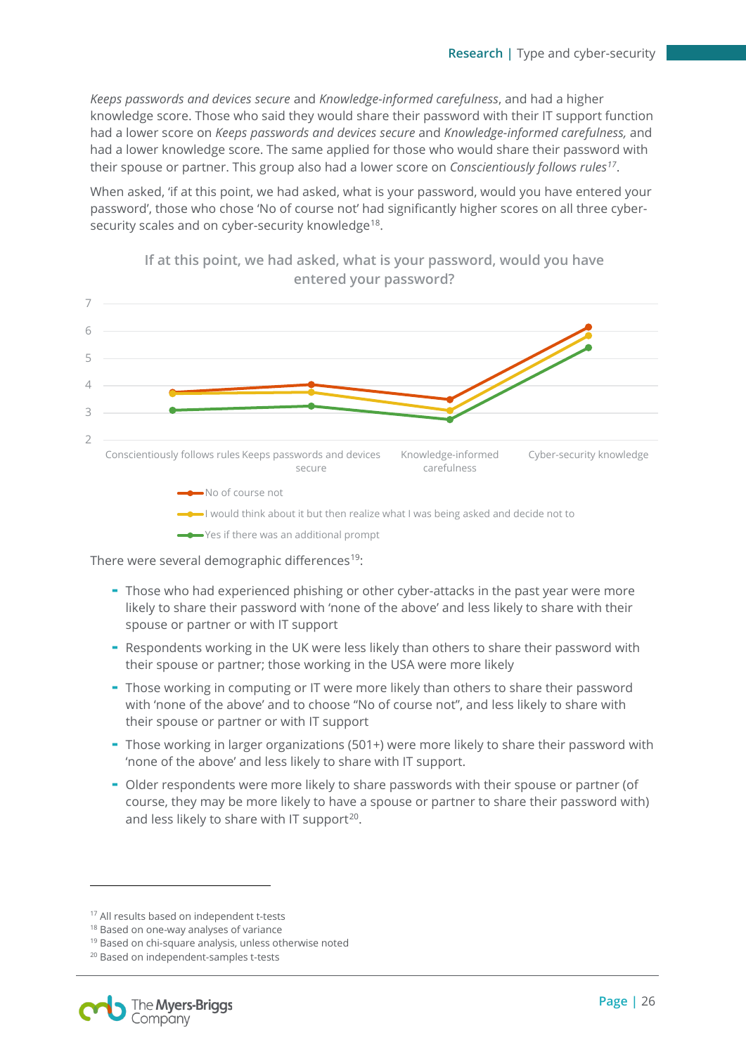*Keeps passwords and devices secure* and *Knowledge-informed carefulness*, and had a higher knowledge score. Those who said they would share their password with their IT support function had a lower score on *Keeps passwords and devices secure* and *Knowledge-informed carefulness,* and had a lower knowledge score. The same applied for those who would share their password with their spouse or partner. This group also had a lower score on *Conscientiously follows rules*[17].

When asked, 'if at this point, we had asked, what is your password, would you have entered your password', those who chose 'No of course not' had significantly higher scores on all three cyber-security scales and on cyber-security knowledge[18].

**If at this point, we had asked, what is your password, would you have entered your password?**

| | Conscientiously follows rules | Keeps passwords and devices secure | Knowledge-informed carefulness | Cyber-security knowledge |
|---|---|---|---|---|
| No of course not | 3.8 | 4.0 | 3.5 | 6.1 |
| I would think about it but then realize what I was being asked and decide not to | 3.7 | 3.8 | 3.1 | 5.8 |
| Yes if there was an additional prompt | 3.1 | 3.3 | 2.8 | 5.4 |

There were several demographic differences[19]:

- Those who had experienced phishing or other cyber-attacks in the past year were more likely to share their password with 'none of the above' and less likely to share with their spouse or partner or with IT support
- Respondents working in the UK were less likely than others to share their password with their spouse or partner; those working in the USA were more likely
- Those working in computing or IT were more likely than others to share their password with 'none of the above' and to choose "No of course not", and less likely to share with their spouse or partner or with IT support
- Those working in larger organizations (501+) were more likely to share their password with 'none of the above' and less likely to share with IT support.
- Older respondents were more likely to share passwords with their spouse or partner (of course, they may be more likely to have a spouse or partner to share their password with) and less likely to share with IT support[20].

---

[17] All results based on independent t-tests
[18] Based on one-way analyses of variance
[19] Based on chi-square analysis, unless otherwise noted
[20] Based on independent-samples t-tests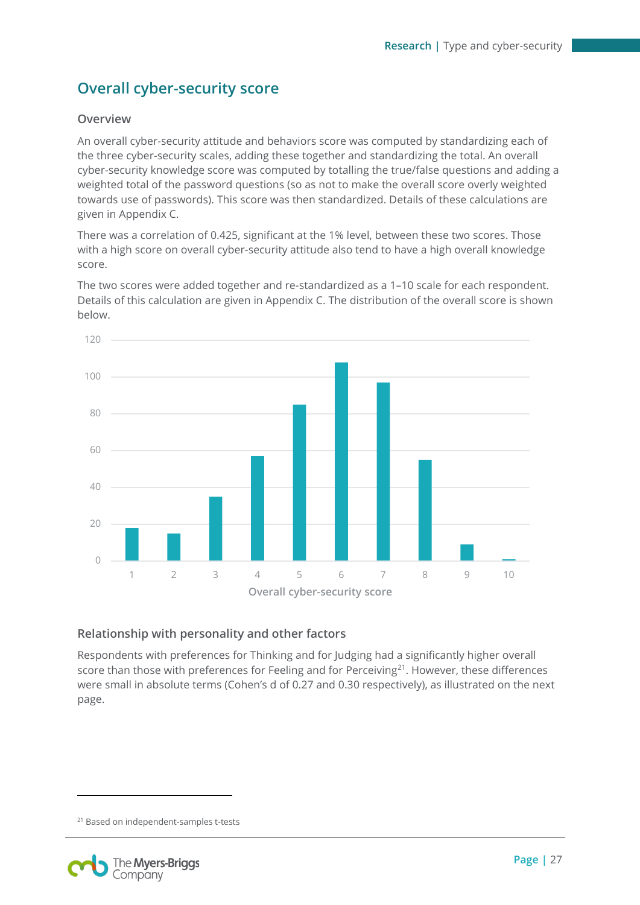## Overall cyber-security score

### Overview

An overall cyber-security attitude and behaviors score was computed by standardizing each of the three cyber-security scales, adding these together and standardizing the total. An overall cyber-security knowledge score was computed by totalling the true/false questions and adding a weighted total of the password questions (so as not to make the overall score overly weighted towards use of passwords). This score was then standardized. Details of these calculations are given in Appendix C.

There was a correlation of 0.425, significant at the 1% level, between these two scores. Those with a high score on overall cyber-security attitude also tend to have a high overall knowledge score.

The two scores were added together and re-standardized as a 1–10 scale for each respondent. Details of this calculation are given in Appendix C. The distribution of the overall score is shown below.

Overall cyber-security score

### Relationship with personality and other factors

Respondents with preferences for Thinking and for Judging had a significantly higher overall score than those with preferences for Feeling and for Perceiving[21]. However, these differences were small in absolute terms (Cohen's d of 0.27 and 0.30 respectively), as illustrated on the next page.

[21] Based on independent-samples t-tests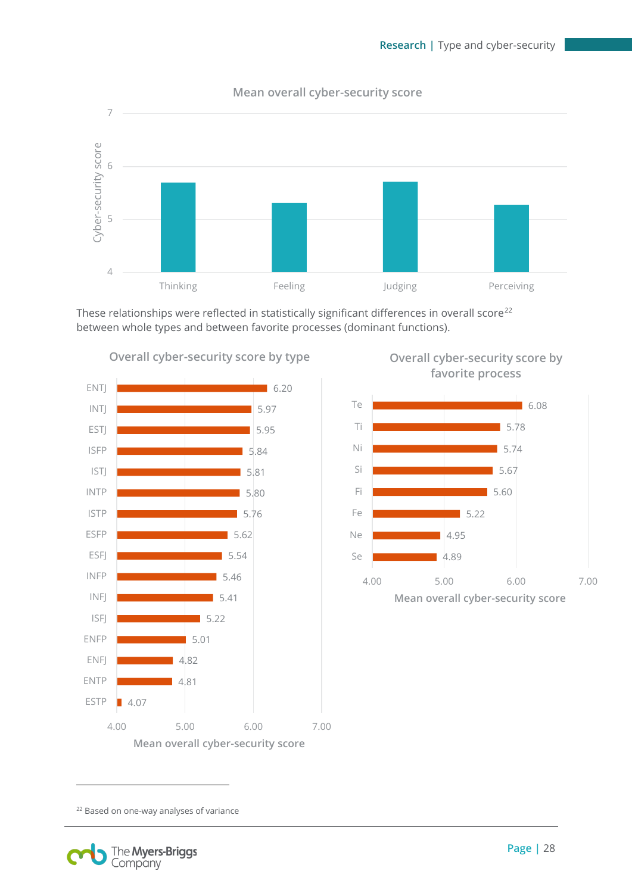## Mean overall cyber-security score

| | Cyber-security score |
|---|---|
| Thinking | ~5.7 |
| Feeling | ~5.3 |
| Judging | ~5.7 |
| Perceiving | ~5.3 |

These relationships were reflected in statistically significant differences in overall score[22] between whole types and between favorite processes (dominant functions).

### Overall cyber-security score by type

| Type | Mean overall cyber-security score |
|---|---|
| ENTJ | 6.20 |
| INTJ | 5.97 |
| ESTJ | 5.95 |
| ISFP | 5.84 |
| ISTJ | 5.81 |
| INTP | 5.80 |
| ISTP | 5.76 |
| ESFP | 5.62 |
| ESFJ | 5.54 |
| INFP | 5.46 |
| INFJ | 5.41 |
| ISFJ | 5.22 |
| ENFP | 5.01 |
| ENFJ | 4.82 |
| ENTP | 4.81 |
| ESTP | 4.07 |

### Overall cyber-security score by favorite process

| Process | Mean overall cyber-security score |
|---|---|
| Te | 6.08 |
| Ti | 5.78 |
| Ni | 5.74 |
| Si | 5.67 |
| Fi | 5.60 |
| Fe | 5.22 |
| Ne | 4.95 |
| Se | 4.89 |

[22] Based on one-way analyses of variance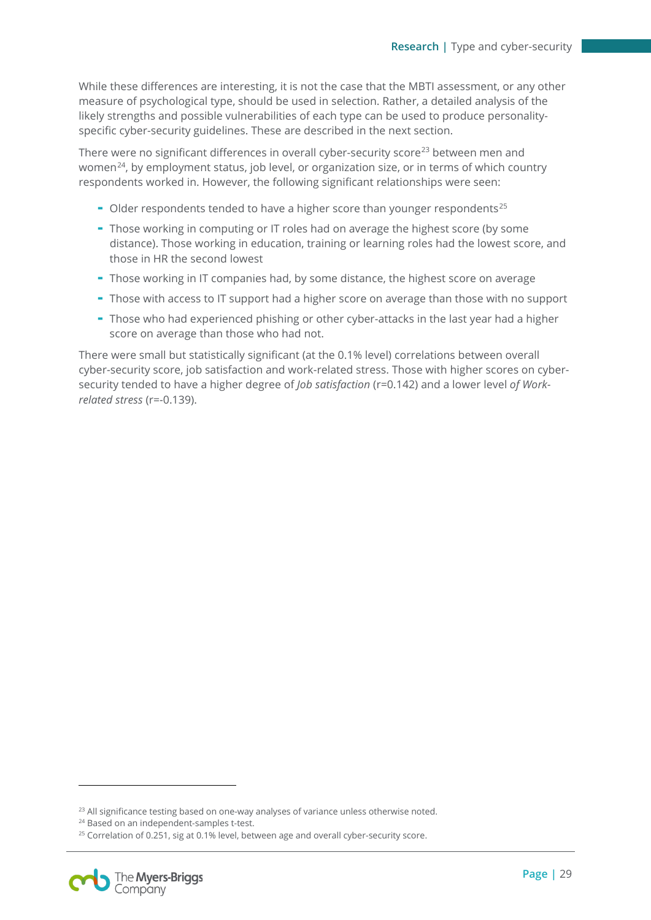While these differences are interesting, it is not the case that the MBTI assessment, or any other measure of psychological type, should be used in selection. Rather, a detailed analysis of the likely strengths and possible vulnerabilities of each type can be used to produce personality-specific cyber-security guidelines. These are described in the next section.

There were no significant differences in overall cyber-security score[23] between men and women[24], by employment status, job level, or organization size, or in terms of which country respondents worked in. However, the following significant relationships were seen:

- Older respondents tended to have a higher score than younger respondents[25]
- Those working in computing or IT roles had on average the highest score (by some distance). Those working in education, training or learning roles had the lowest score, and those in HR the second lowest
- Those working in IT companies had, by some distance, the highest score on average
- Those with access to IT support had a higher score on average than those with no support
- Those who had experienced phishing or other cyber-attacks in the last year had a higher score on average than those who had not.

There were small but statistically significant (at the 0.1% level) correlations between overall cyber-security score, job satisfaction and work-related stress. Those with higher scores on cyber-security tended to have a higher degree of *Job satisfaction* (r=0.142) and a lower level *of Work-related stress* (r=-0.139).

[23] All significance testing based on one-way analyses of variance unless otherwise noted.

[24] Based on an independent-samples t-test.

[25] Correlation of 0.251, sig at 0.1% level, between age and overall cyber-security score.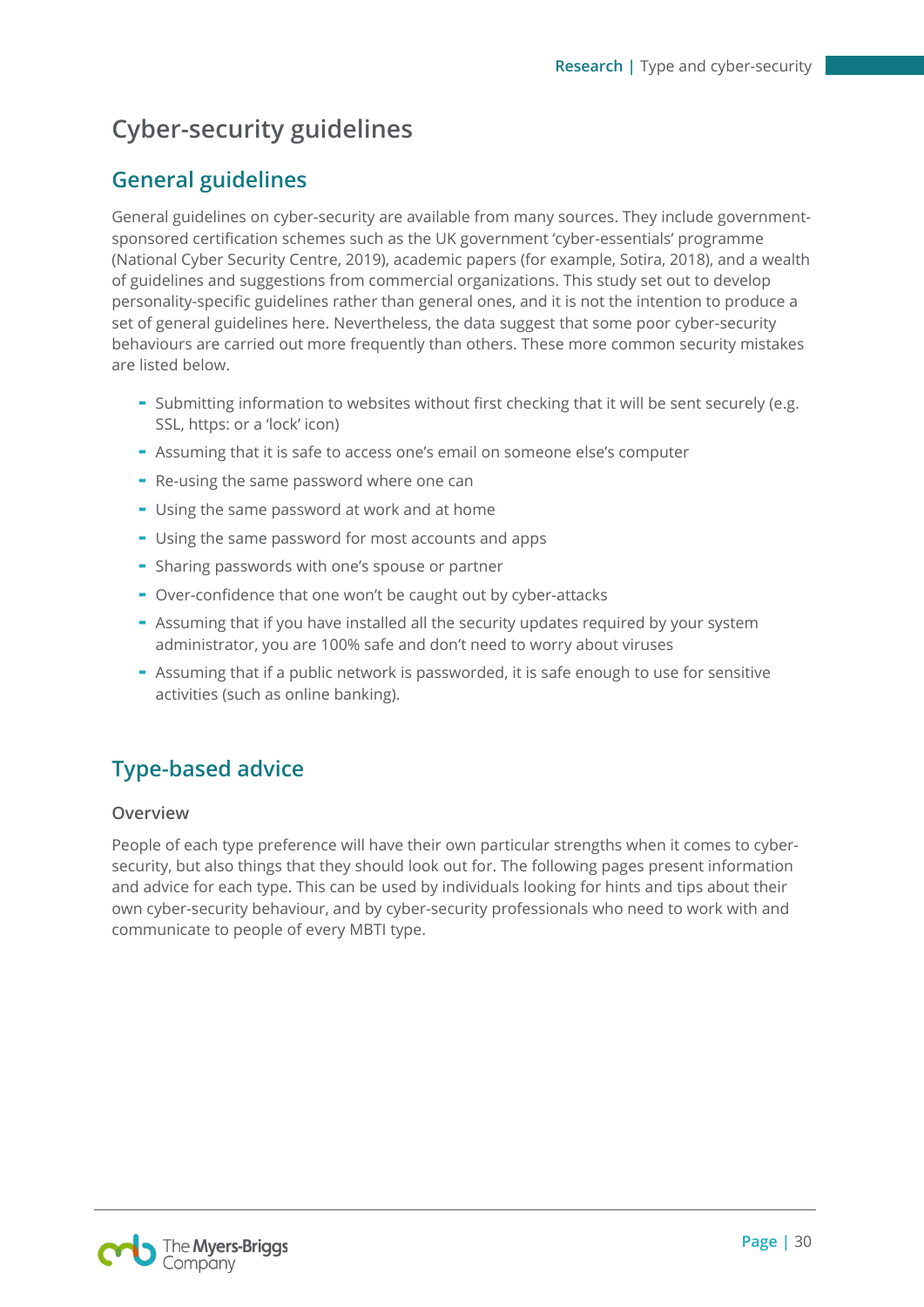# Cyber-security guidelines

## General guidelines

General guidelines on cyber-security are available from many sources. They include government-sponsored certification schemes such as the UK government 'cyber-essentials' programme (National Cyber Security Centre, 2019), academic papers (for example, Sotira, 2018), and a wealth of guidelines and suggestions from commercial organizations. This study set out to develop personality-specific guidelines rather than general ones, and it is not the intention to produce a set of general guidelines here. Nevertheless, the data suggest that some poor cyber-security behaviours are carried out more frequently than others. These more common security mistakes are listed below.

- Submitting information to websites without first checking that it will be sent securely (e.g. SSL, https: or a 'lock' icon)
- Assuming that it is safe to access one's email on someone else's computer
- Re-using the same password where one can
- Using the same password at work and at home
- Using the same password for most accounts and apps
- Sharing passwords with one's spouse or partner
- Over-confidence that one won't be caught out by cyber-attacks
- Assuming that if you have installed all the security updates required by your system administrator, you are 100% safe and don't need to worry about viruses
- Assuming that if a public network is passworded, it is safe enough to use for sensitive activities (such as online banking).

## Type-based advice

### Overview

People of each type preference will have their own particular strengths when it comes to cyber-security, but also things that they should look out for. The following pages present information and advice for each type. This can be used by individuals looking for hints and tips about their own cyber-security behaviour, and by cyber-security professionals who need to work with and communicate to people of every MBTI type.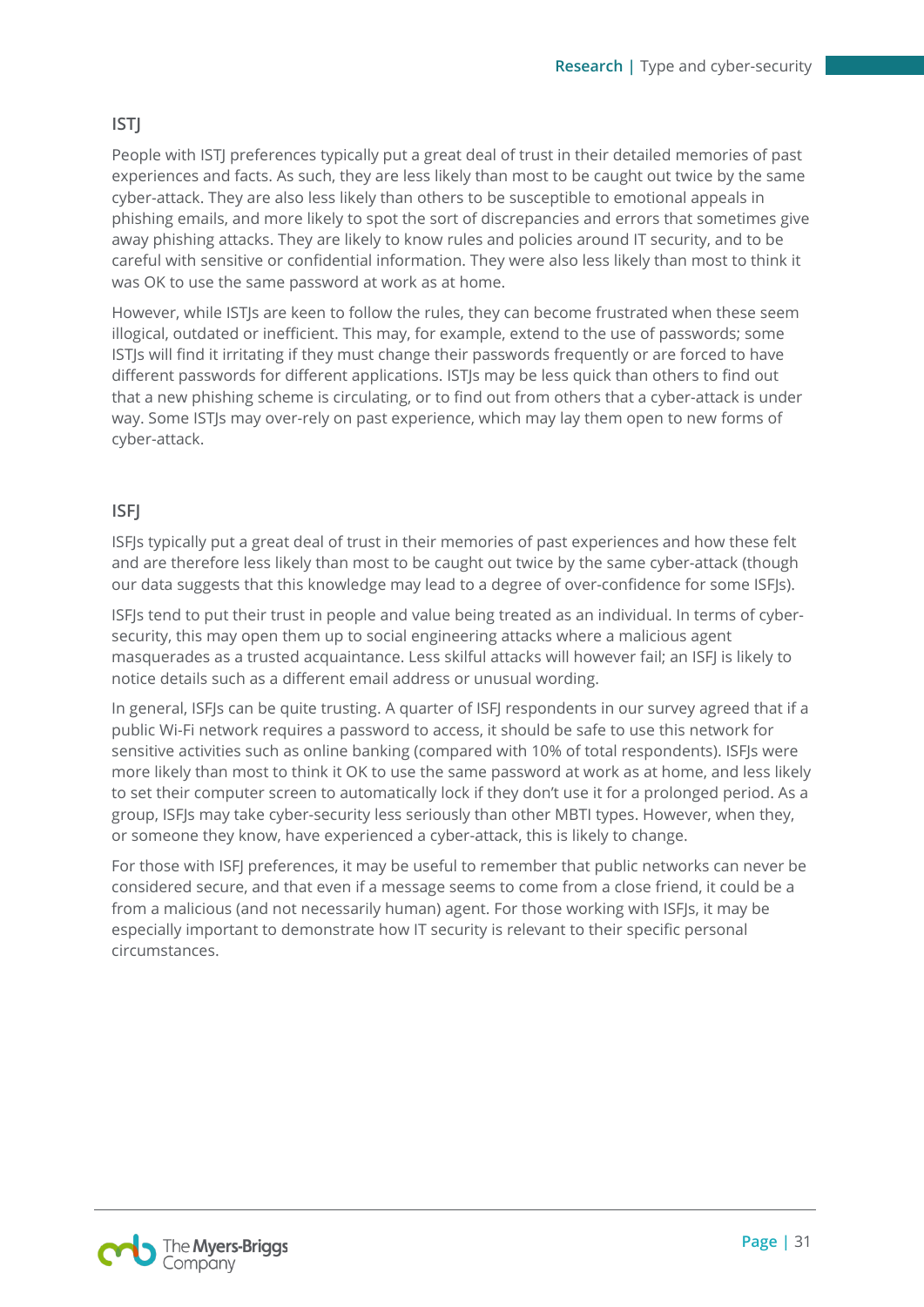### ISTJ

People with ISTJ preferences typically put a great deal of trust in their detailed memories of past experiences and facts. As such, they are less likely than most to be caught out twice by the same cyber-attack. They are also less likely than others to be susceptible to emotional appeals in phishing emails, and more likely to spot the sort of discrepancies and errors that sometimes give away phishing attacks. They are likely to know rules and policies around IT security, and to be careful with sensitive or confidential information. They were also less likely than most to think it was OK to use the same password at work as at home.

However, while ISTJs are keen to follow the rules, they can become frustrated when these seem illogical, outdated or inefficient. This may, for example, extend to the use of passwords; some ISTJs will find it irritating if they must change their passwords frequently or are forced to have different passwords for different applications. ISTJs may be less quick than others to find out that a new phishing scheme is circulating, or to find out from others that a cyber-attack is under way. Some ISTJs may over-rely on past experience, which may lay them open to new forms of cyber-attack.

### ISFJ

ISFJs typically put a great deal of trust in their memories of past experiences and how these felt and are therefore less likely than most to be caught out twice by the same cyber-attack (though our data suggests that this knowledge may lead to a degree of over-confidence for some ISFJs).

ISFJs tend to put their trust in people and value being treated as an individual. In terms of cyber-security, this may open them up to social engineering attacks where a malicious agent masquerades as a trusted acquaintance. Less skilful attacks will however fail; an ISFJ is likely to notice details such as a different email address or unusual wording.

In general, ISFJs can be quite trusting. A quarter of ISFJ respondents in our survey agreed that if a public Wi-Fi network requires a password to access, it should be safe to use this network for sensitive activities such as online banking (compared with 10% of total respondents). ISFJs were more likely than most to think it OK to use the same password at work as at home, and less likely to set their computer screen to automatically lock if they don't use it for a prolonged period. As a group, ISFJs may take cyber-security less seriously than other MBTI types. However, when they, or someone they know, have experienced a cyber-attack, this is likely to change.

For those with ISFJ preferences, it may be useful to remember that public networks can never be considered secure, and that even if a message seems to come from a close friend, it could be a from a malicious (and not necessarily human) agent. For those working with ISFJs, it may be especially important to demonstrate how IT security is relevant to their specific personal circumstances.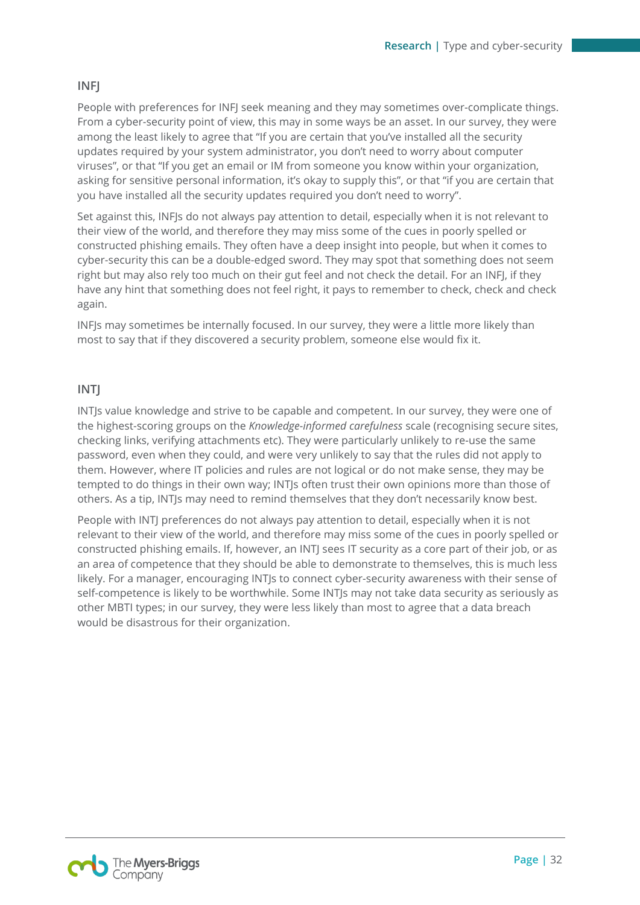### INFJ

People with preferences for INFJ seek meaning and they may sometimes over-complicate things. From a cyber-security point of view, this may in some ways be an asset. In our survey, they were among the least likely to agree that “If you are certain that you’ve installed all the security updates required by your system administrator, you don’t need to worry about computer viruses”, or that “If you get an email or IM from someone you know within your organization, asking for sensitive personal information, it’s okay to supply this”, or that “if you are certain that you have installed all the security updates required you don’t need to worry”.

Set against this, INFJs do not always pay attention to detail, especially when it is not relevant to their view of the world, and therefore they may miss some of the cues in poorly spelled or constructed phishing emails. They often have a deep insight into people, but when it comes to cyber-security this can be a double-edged sword. They may spot that something does not seem right but may also rely too much on their gut feel and not check the detail. For an INFJ, if they have any hint that something does not feel right, it pays to remember to check, check and check again.

INFJs may sometimes be internally focused. In our survey, they were a little more likely than most to say that if they discovered a security problem, someone else would fix it.

### INTJ

INTJs value knowledge and strive to be capable and competent. In our survey, they were one of the highest-scoring groups on the *Knowledge-informed carefulness* scale (recognising secure sites, checking links, verifying attachments etc). They were particularly unlikely to re-use the same password, even when they could, and were very unlikely to say that the rules did not apply to them. However, where IT policies and rules are not logical or do not make sense, they may be tempted to do things in their own way; INTJs often trust their own opinions more than those of others. As a tip, INTJs may need to remind themselves that they don’t necessarily know best.

People with INTJ preferences do not always pay attention to detail, especially when it is not relevant to their view of the world, and therefore may miss some of the cues in poorly spelled or constructed phishing emails. If, however, an INTJ sees IT security as a core part of their job, or as an area of competence that they should be able to demonstrate to themselves, this is much less likely. For a manager, encouraging INTJs to connect cyber-security awareness with their sense of self-competence is likely to be worthwhile. Some INTJs may not take data security as seriously as other MBTI types; in our survey, they were less likely than most to agree that a data breach would be disastrous for their organization.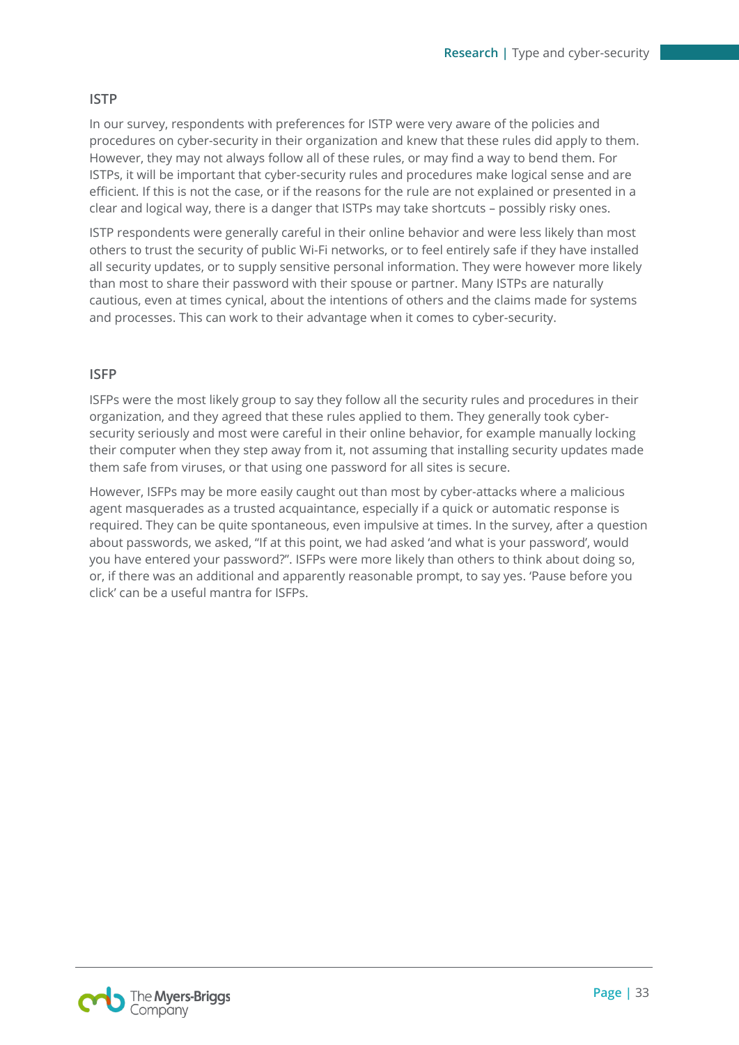## ISTP

In our survey, respondents with preferences for ISTP were very aware of the policies and procedures on cyber-security in their organization and knew that these rules did apply to them. However, they may not always follow all of these rules, or may find a way to bend them. For ISTPs, it will be important that cyber-security rules and procedures make logical sense and are efficient. If this is not the case, or if the reasons for the rule are not explained or presented in a clear and logical way, there is a danger that ISTPs may take shortcuts – possibly risky ones.

ISTP respondents were generally careful in their online behavior and were less likely than most others to trust the security of public Wi-Fi networks, or to feel entirely safe if they have installed all security updates, or to supply sensitive personal information. They were however more likely than most to share their password with their spouse or partner. Many ISTPs are naturally cautious, even at times cynical, about the intentions of others and the claims made for systems and processes. This can work to their advantage when it comes to cyber-security.

## ISFP

ISFPs were the most likely group to say they follow all the security rules and procedures in their organization, and they agreed that these rules applied to them. They generally took cyber-security seriously and most were careful in their online behavior, for example manually locking their computer when they step away from it, not assuming that installing security updates made them safe from viruses, or that using one password for all sites is secure.

However, ISFPs may be more easily caught out than most by cyber-attacks where a malicious agent masquerades as a trusted acquaintance, especially if a quick or automatic response is required. They can be quite spontaneous, even impulsive at times. In the survey, after a question about passwords, we asked, "If at this point, we had asked 'and what is your password', would you have entered your password?". ISFPs were more likely than others to think about doing so, or, if there was an additional and apparently reasonable prompt, to say yes. 'Pause before you click' can be a useful mantra for ISFPs.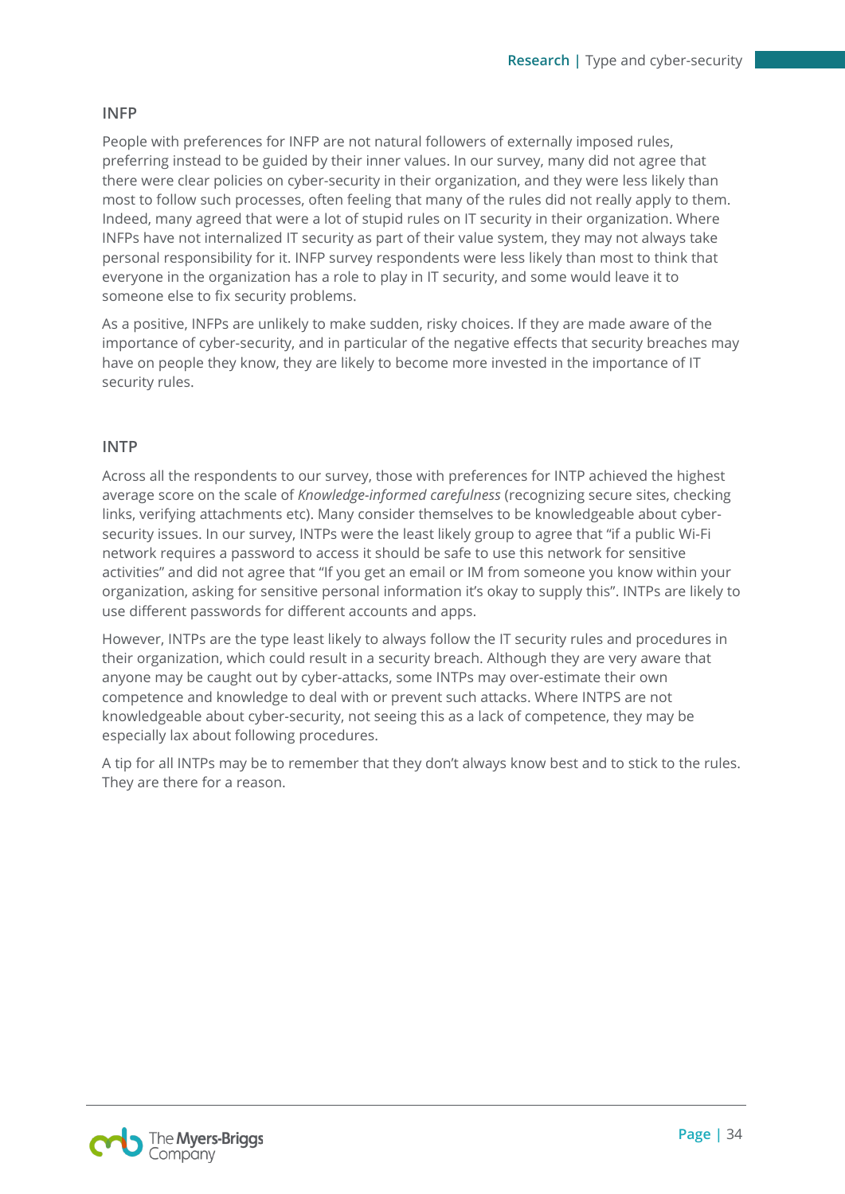## INFP

People with preferences for INFP are not natural followers of externally imposed rules, preferring instead to be guided by their inner values. In our survey, many did not agree that there were clear policies on cyber-security in their organization, and they were less likely than most to follow such processes, often feeling that many of the rules did not really apply to them. Indeed, many agreed that were a lot of stupid rules on IT security in their organization. Where INFPs have not internalized IT security as part of their value system, they may not always take personal responsibility for it. INFP survey respondents were less likely than most to think that everyone in the organization has a role to play in IT security, and some would leave it to someone else to fix security problems.

As a positive, INFPs are unlikely to make sudden, risky choices. If they are made aware of the importance of cyber-security, and in particular of the negative effects that security breaches may have on people they know, they are likely to become more invested in the importance of IT security rules.

## INTP

Across all the respondents to our survey, those with preferences for INTP achieved the highest average score on the scale of *Knowledge-informed carefulness* (recognizing secure sites, checking links, verifying attachments etc). Many consider themselves to be knowledgeable about cyber-security issues. In our survey, INTPs were the least likely group to agree that "if a public Wi-Fi network requires a password to access it should be safe to use this network for sensitive activities" and did not agree that "If you get an email or IM from someone you know within your organization, asking for sensitive personal information it's okay to supply this". INTPs are likely to use different passwords for different accounts and apps.

However, INTPs are the type least likely to always follow the IT security rules and procedures in their organization, which could result in a security breach. Although they are very aware that anyone may be caught out by cyber-attacks, some INTPs may over-estimate their own competence and knowledge to deal with or prevent such attacks. Where INTPS are not knowledgeable about cyber-security, not seeing this as a lack of competence, they may be especially lax about following procedures.

A tip for all INTPs may be to remember that they don't always know best and to stick to the rules. They are there for a reason.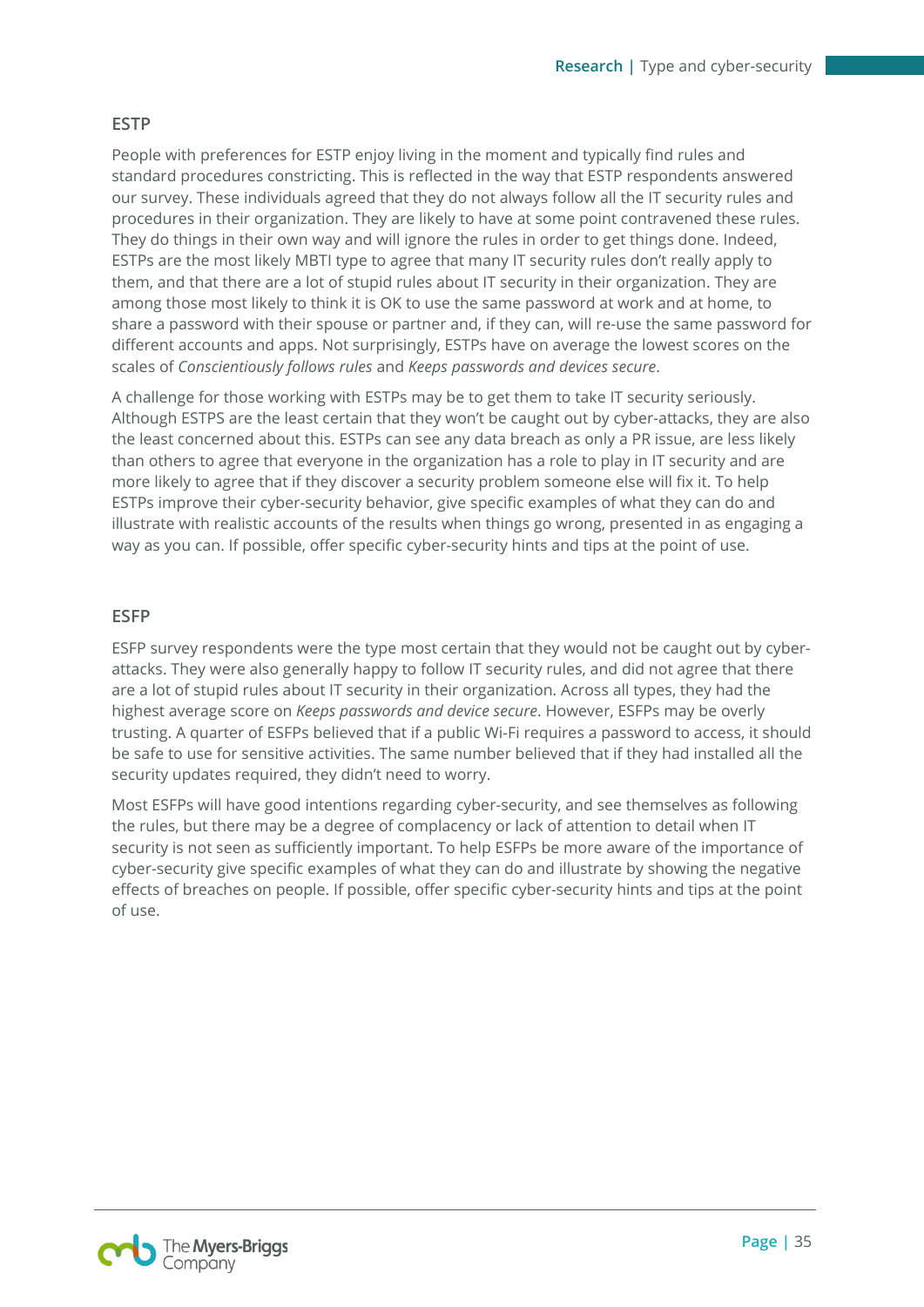## ESTP

People with preferences for ESTP enjoy living in the moment and typically find rules and standard procedures constricting. This is reflected in the way that ESTP respondents answered our survey. These individuals agreed that they do not always follow all the IT security rules and procedures in their organization. They are likely to have at some point contravened these rules. They do things in their own way and will ignore the rules in order to get things done. Indeed, ESTPs are the most likely MBTI type to agree that many IT security rules don't really apply to them, and that there are a lot of stupid rules about IT security in their organization. They are among those most likely to think it is OK to use the same password at work and at home, to share a password with their spouse or partner and, if they can, will re-use the same password for different accounts and apps. Not surprisingly, ESTPs have on average the lowest scores on the scales of *Conscientiously follows rules* and *Keeps passwords and devices secure*.

A challenge for those working with ESTPs may be to get them to take IT security seriously. Although ESTPS are the least certain that they won't be caught out by cyber-attacks, they are also the least concerned about this. ESTPs can see any data breach as only a PR issue, are less likely than others to agree that everyone in the organization has a role to play in IT security and are more likely to agree that if they discover a security problem someone else will fix it. To help ESTPs improve their cyber-security behavior, give specific examples of what they can do and illustrate with realistic accounts of the results when things go wrong, presented in as engaging a way as you can. If possible, offer specific cyber-security hints and tips at the point of use.

## ESFP

ESFP survey respondents were the type most certain that they would not be caught out by cyber-attacks. They were also generally happy to follow IT security rules, and did not agree that there are a lot of stupid rules about IT security in their organization. Across all types, they had the highest average score on *Keeps passwords and device secure*. However, ESFPs may be overly trusting. A quarter of ESFPs believed that if a public Wi-Fi requires a password to access, it should be safe to use for sensitive activities. The same number believed that if they had installed all the security updates required, they didn't need to worry.

Most ESFPs will have good intentions regarding cyber-security, and see themselves as following the rules, but there may be a degree of complacency or lack of attention to detail when IT security is not seen as sufficiently important. To help ESFPs be more aware of the importance of cyber-security give specific examples of what they can do and illustrate by showing the negative effects of breaches on people. If possible, offer specific cyber-security hints and tips at the point of use.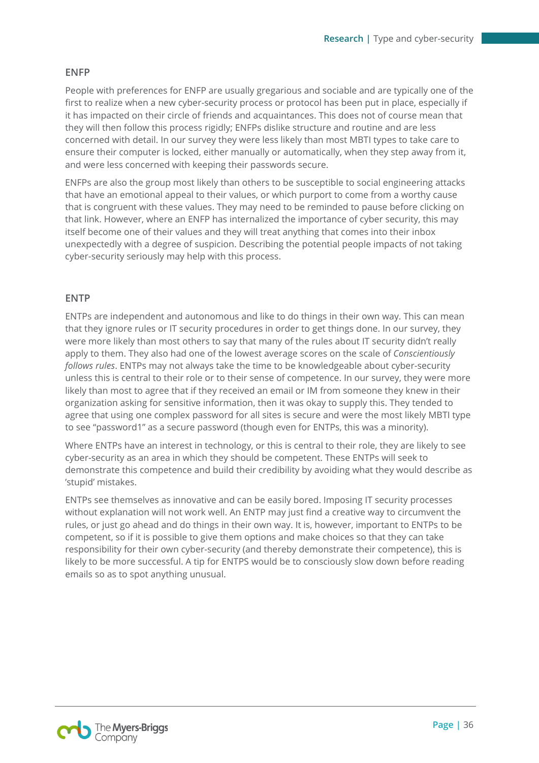### ENFP

People with preferences for ENFP are usually gregarious and sociable and are typically one of the first to realize when a new cyber-security process or protocol has been put in place, especially if it has impacted on their circle of friends and acquaintances. This does not of course mean that they will then follow this process rigidly; ENFPs dislike structure and routine and are less concerned with detail. In our survey they were less likely than most MBTI types to take care to ensure their computer is locked, either manually or automatically, when they step away from it, and were less concerned with keeping their passwords secure.

ENFPs are also the group most likely than others to be susceptible to social engineering attacks that have an emotional appeal to their values, or which purport to come from a worthy cause that is congruent with these values. They may need to be reminded to pause before clicking on that link. However, where an ENFP has internalized the importance of cyber security, this may itself become one of their values and they will treat anything that comes into their inbox unexpectedly with a degree of suspicion. Describing the potential people impacts of not taking cyber-security seriously may help with this process.

### ENTP

ENTPs are independent and autonomous and like to do things in their own way. This can mean that they ignore rules or IT security procedures in order to get things done. In our survey, they were more likely than most others to say that many of the rules about IT security didn't really apply to them. They also had one of the lowest average scores on the scale of *Conscientiously follows rules*. ENTPs may not always take the time to be knowledgeable about cyber-security unless this is central to their role or to their sense of competence. In our survey, they were more likely than most to agree that if they received an email or IM from someone they knew in their organization asking for sensitive information, then it was okay to supply this. They tended to agree that using one complex password for all sites is secure and were the most likely MBTI type to see "password1" as a secure password (though even for ENTPs, this was a minority).

Where ENTPs have an interest in technology, or this is central to their role, they are likely to see cyber-security as an area in which they should be competent. These ENTPs will seek to demonstrate this competence and build their credibility by avoiding what they would describe as 'stupid' mistakes.

ENTPs see themselves as innovative and can be easily bored. Imposing IT security processes without explanation will not work well. An ENTP may just find a creative way to circumvent the rules, or just go ahead and do things in their own way. It is, however, important to ENTPs to be competent, so if it is possible to give them options and make choices so that they can take responsibility for their own cyber-security (and thereby demonstrate their competence), this is likely to be more successful. A tip for ENTPS would be to consciously slow down before reading emails so as to spot anything unusual.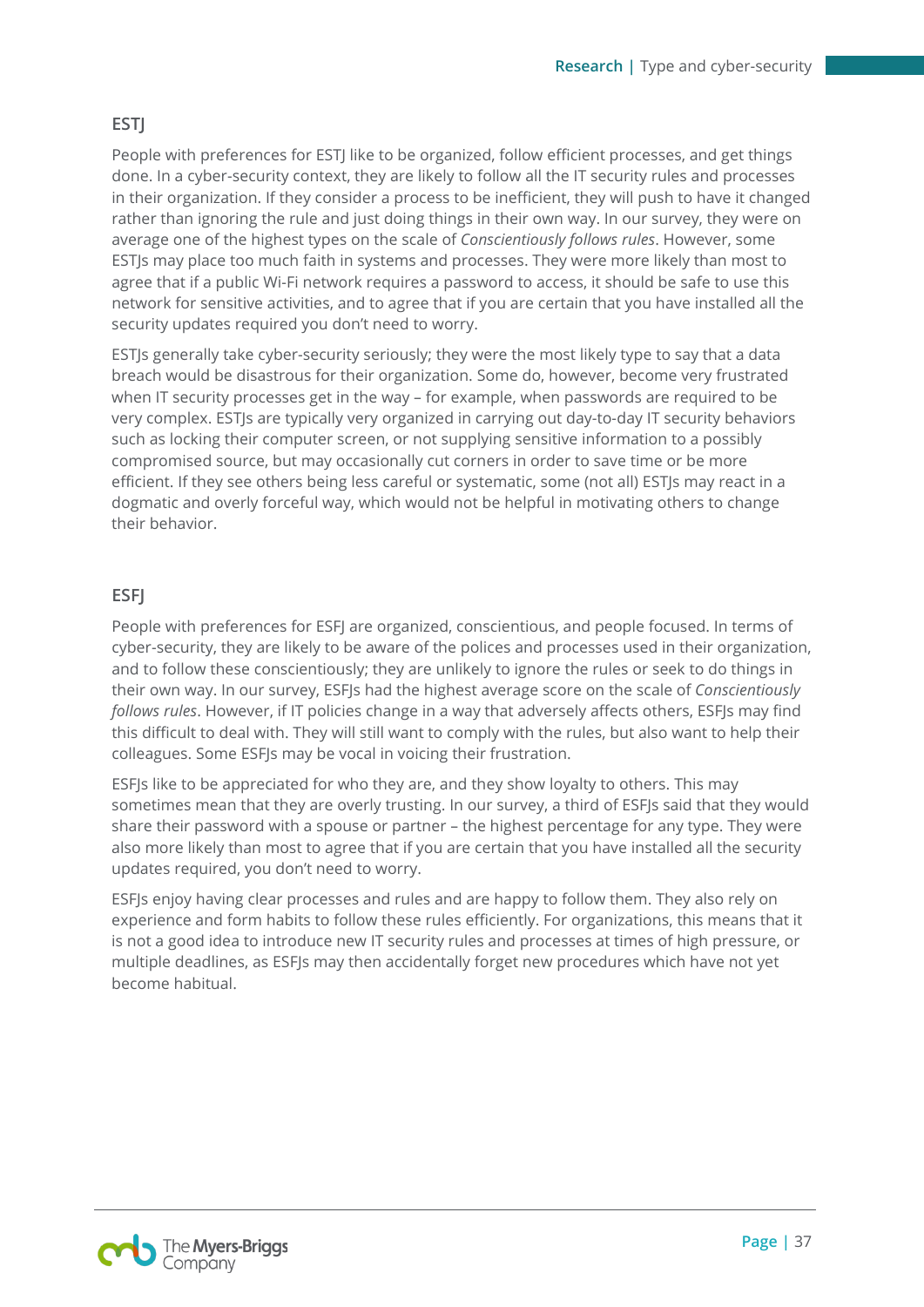## ESTJ

People with preferences for ESTJ like to be organized, follow efficient processes, and get things done. In a cyber-security context, they are likely to follow all the IT security rules and processes in their organization. If they consider a process to be inefficient, they will push to have it changed rather than ignoring the rule and just doing things in their own way. In our survey, they were on average one of the highest types on the scale of *Conscientiously follows rules*. However, some ESTJs may place too much faith in systems and processes. They were more likely than most to agree that if a public Wi-Fi network requires a password to access, it should be safe to use this network for sensitive activities, and to agree that if you are certain that you have installed all the security updates required you don't need to worry.

ESTJs generally take cyber-security seriously; they were the most likely type to say that a data breach would be disastrous for their organization. Some do, however, become very frustrated when IT security processes get in the way – for example, when passwords are required to be very complex. ESTJs are typically very organized in carrying out day-to-day IT security behaviors such as locking their computer screen, or not supplying sensitive information to a possibly compromised source, but may occasionally cut corners in order to save time or be more efficient. If they see others being less careful or systematic, some (not all) ESTJs may react in a dogmatic and overly forceful way, which would not be helpful in motivating others to change their behavior.

## ESFJ

People with preferences for ESFJ are organized, conscientious, and people focused. In terms of cyber-security, they are likely to be aware of the polices and processes used in their organization, and to follow these conscientiously; they are unlikely to ignore the rules or seek to do things in their own way. In our survey, ESFJs had the highest average score on the scale of *Conscientiously follows rules*. However, if IT policies change in a way that adversely affects others, ESFJs may find this difficult to deal with. They will still want to comply with the rules, but also want to help their colleagues. Some ESFJs may be vocal in voicing their frustration.

ESFJs like to be appreciated for who they are, and they show loyalty to others. This may sometimes mean that they are overly trusting. In our survey, a third of ESFJs said that they would share their password with a spouse or partner – the highest percentage for any type. They were also more likely than most to agree that if you are certain that you have installed all the security updates required, you don't need to worry.

ESFJs enjoy having clear processes and rules and are happy to follow them. They also rely on experience and form habits to follow these rules efficiently. For organizations, this means that it is not a good idea to introduce new IT security rules and processes at times of high pressure, or multiple deadlines, as ESFJs may then accidentally forget new procedures which have not yet become habitual.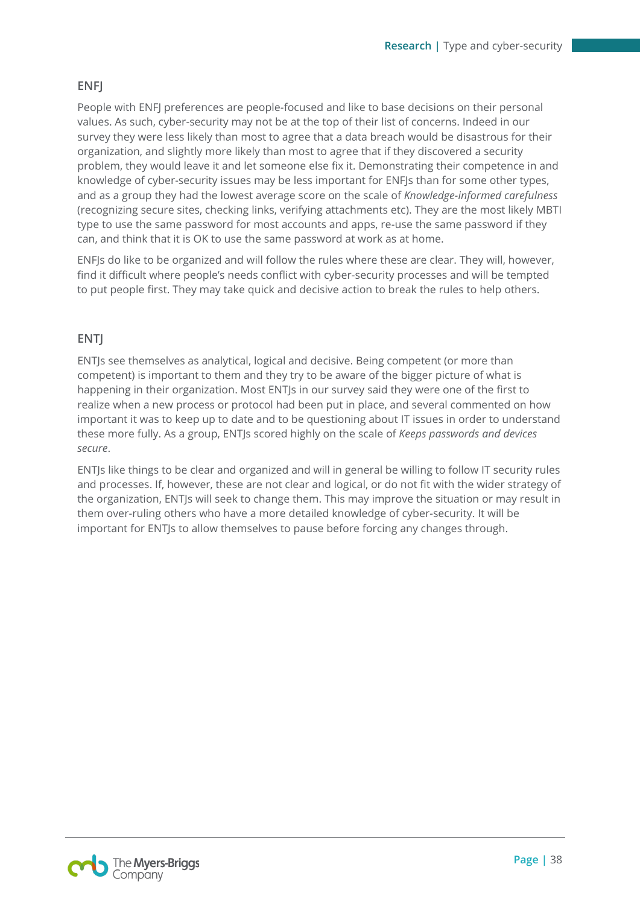### ENFJ

People with ENFJ preferences are people-focused and like to base decisions on their personal values. As such, cyber-security may not be at the top of their list of concerns. Indeed in our survey they were less likely than most to agree that a data breach would be disastrous for their organization, and slightly more likely than most to agree that if they discovered a security problem, they would leave it and let someone else fix it. Demonstrating their competence in and knowledge of cyber-security issues may be less important for ENFJs than for some other types, and as a group they had the lowest average score on the scale of *Knowledge-informed carefulness* (recognizing secure sites, checking links, verifying attachments etc). They are the most likely MBTI type to use the same password for most accounts and apps, re-use the same password if they can, and think that it is OK to use the same password at work as at home.

ENFJs do like to be organized and will follow the rules where these are clear. They will, however, find it difficult where people's needs conflict with cyber-security processes and will be tempted to put people first. They may take quick and decisive action to break the rules to help others.

### ENTJ

ENTJs see themselves as analytical, logical and decisive. Being competent (or more than competent) is important to them and they try to be aware of the bigger picture of what is happening in their organization. Most ENTJs in our survey said they were one of the first to realize when a new process or protocol had been put in place, and several commented on how important it was to keep up to date and to be questioning about IT issues in order to understand these more fully. As a group, ENTJs scored highly on the scale of *Keeps passwords and devices secure*.

ENTJs like things to be clear and organized and will in general be willing to follow IT security rules and processes. If, however, these are not clear and logical, or do not fit with the wider strategy of the organization, ENTJs will seek to change them. This may improve the situation or may result in them over-ruling others who have a more detailed knowledge of cyber-security. It will be important for ENTJs to allow themselves to pause before forcing any changes through.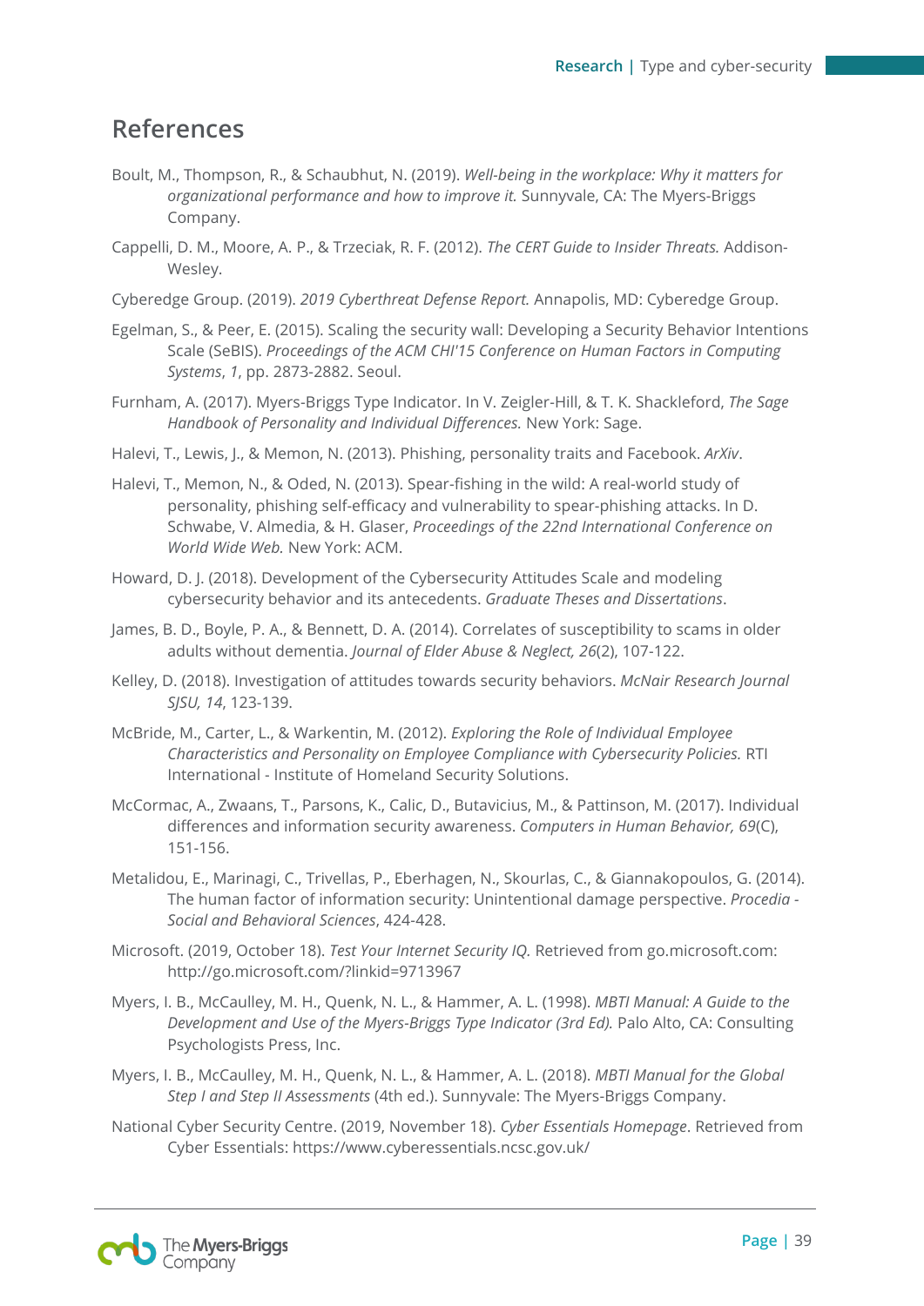## References

Boult, M., Thompson, R., & Schaubhut, N. (2019). *Well-being in the workplace: Why it matters for organizational performance and how to improve it.* Sunnyvale, CA: The Myers-Briggs Company.

Cappelli, D. M., Moore, A. P., & Trzeciak, R. F. (2012). *The CERT Guide to Insider Threats.* Addison-Wesley.

Cyberedge Group. (2019). *2019 Cyberthreat Defense Report.* Annapolis, MD: Cyberedge Group.

Egelman, S., & Peer, E. (2015). Scaling the security wall: Developing a Security Behavior Intentions Scale (SeBIS). *Proceedings of the ACM CHI'15 Conference on Human Factors in Computing Systems*, *1*, pp. 2873-2882. Seoul.

Furnham, A. (2017). Myers-Briggs Type Indicator. In V. Zeigler-Hill, & T. K. Shackleford, *The Sage Handbook of Personality and Individual Differences.* New York: Sage.

Halevi, T., Lewis, J., & Memon, N. (2013). Phishing, personality traits and Facebook. *ArXiv*.

Halevi, T., Memon, N., & Oded, N. (2013). Spear-fishing in the wild: A real-world study of personality, phishing self-efficacy and vulnerability to spear-phishing attacks. In D. Schwabe, V. Almedia, & H. Glaser, *Proceedings of the 22nd International Conference on World Wide Web.* New York: ACM.

Howard, D. J. (2018). Development of the Cybersecurity Attitudes Scale and modeling cybersecurity behavior and its antecedents. *Graduate Theses and Dissertations*.

James, B. D., Boyle, P. A., & Bennett, D. A. (2014). Correlates of susceptibility to scams in older adults without dementia. *Journal of Elder Abuse & Neglect, 26*(2), 107-122.

Kelley, D. (2018). Investigation of attitudes towards security behaviors. *McNair Research Journal SJSU, 14*, 123-139.

McBride, M., Carter, L., & Warkentin, M. (2012). *Exploring the Role of Individual Employee Characteristics and Personality on Employee Compliance with Cybersecurity Policies.* RTI International - Institute of Homeland Security Solutions.

McCormac, A., Zwaans, T., Parsons, K., Calic, D., Butavicius, M., & Pattinson, M. (2017). Individual differences and information security awareness. *Computers in Human Behavior, 69*(C), 151-156.

Metalidou, E., Marinagi, C., Trivellas, P., Eberhagen, N., Skourlas, C., & Giannakopoulos, G. (2014). The human factor of information security: Unintentional damage perspective. *Procedia - Social and Behavioral Sciences*, 424-428.

Microsoft. (2019, October 18). *Test Your Internet Security IQ.* Retrieved from go.microsoft.com: http://go.microsoft.com/?linkid=9713967

Myers, I. B., McCaulley, M. H., Quenk, N. L., & Hammer, A. L. (1998). *MBTI Manual: A Guide to the Development and Use of the Myers-Briggs Type Indicator (3rd Ed).* Palo Alto, CA: Consulting Psychologists Press, Inc.

Myers, I. B., McCaulley, M. H., Quenk, N. L., & Hammer, A. L. (2018). *MBTI Manual for the Global Step I and Step II Assessments* (4th ed.). Sunnyvale: The Myers-Briggs Company.

National Cyber Security Centre. (2019, November 18). *Cyber Essentials Homepage*. Retrieved from Cyber Essentials: https://www.cyberessentials.ncsc.gov.uk/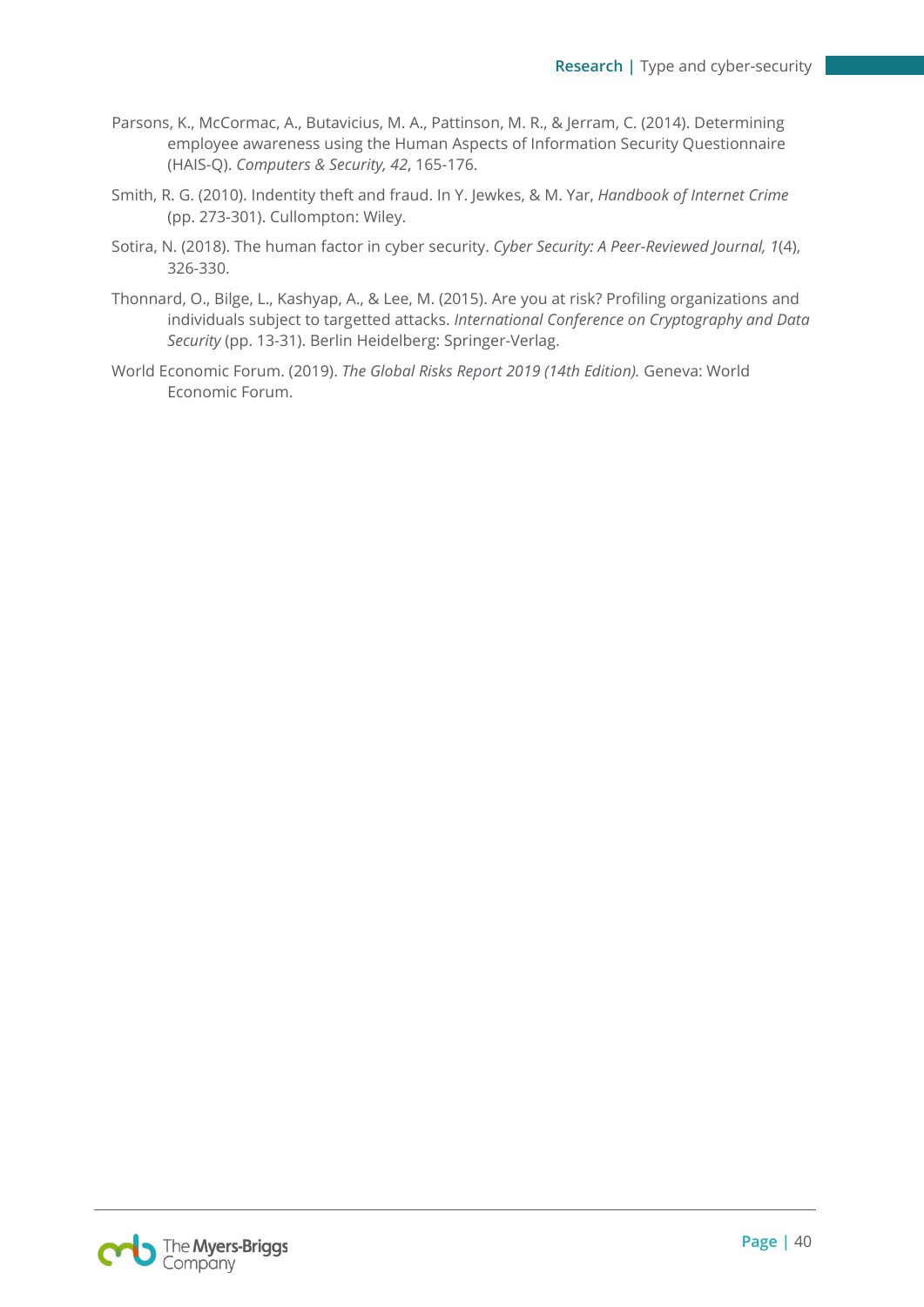Parsons, K., McCormac, A., Butavicius, M. A., Pattinson, M. R., & Jerram, C. (2014). Determining employee awareness using the Human Aspects of Information Security Questionnaire (HAIS-Q). *Computers & Security, 42*, 165-176.

Smith, R. G. (2010). Indentity theft and fraud. In Y. Jewkes, & M. Yar, *Handbook of Internet Crime* (pp. 273-301). Cullompton: Wiley.

Sotira, N. (2018). The human factor in cyber security. *Cyber Security: A Peer-Reviewed Journal, 1*(4), 326-330.

Thonnard, O., Bilge, L., Kashyap, A., & Lee, M. (2015). Are you at risk? Profiling organizations and individuals subject to targetted attacks. *International Conference on Cryptography and Data Security* (pp. 13-31). Berlin Heidelberg: Springer-Verlag.

World Economic Forum. (2019). *The Global Risks Report 2019 (14th Edition).* Geneva: World Economic Forum.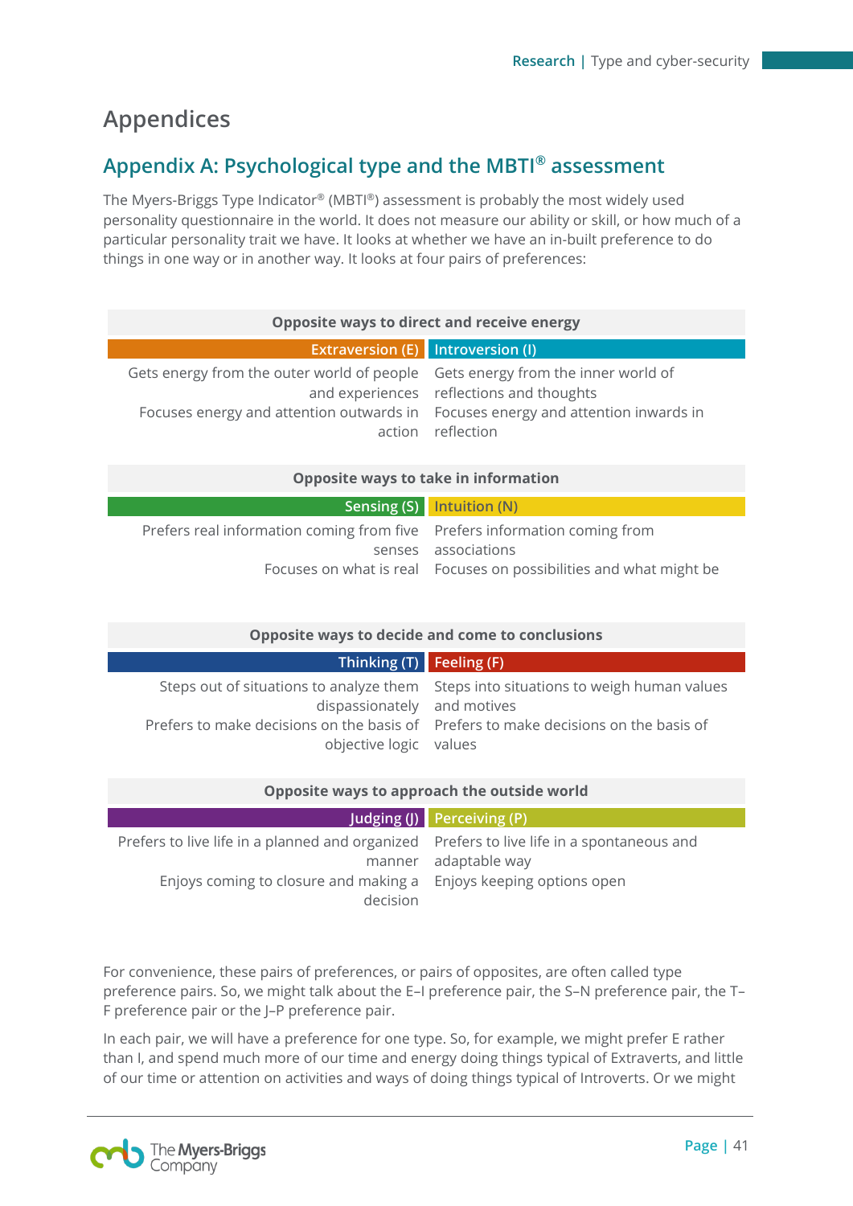# Appendices

## Appendix A: Psychological type and the MBTI® assessment

The Myers-Briggs Type Indicator® (MBTI®) assessment is probably the most widely used personality questionnaire in the world. It does not measure our ability or skill, or how much of a particular personality trait we have. It looks at whether we have an in-built preference to do things in one way or in another way. It looks at four pairs of preferences:

| Opposite ways to direct and receive energy | |
|---|---|
| **Extraversion (E)** | **Introversion (I)** |
| Gets energy from the outer world of people and experiences | Gets energy from the inner world of reflections and thoughts |
| Focuses energy and attention outwards in action | Focuses energy and attention inwards in reflection |

| Opposite ways to take in information | |
|---|---|
| **Sensing (S)** | **Intuition (N)** |
| Prefers real information coming from five senses | Prefers information coming from associations |
| Focuses on what is real | Focuses on possibilities and what might be |

| Opposite ways to decide and come to conclusions | |
|---|---|
| **Thinking (T)** | **Feeling (F)** |
| Steps out of situations to analyze them dispassionately | Steps into situations to weigh human values and motives |
| Prefers to make decisions on the basis of objective logic | Prefers to make decisions on the basis of values |

| Opposite ways to approach the outside world | |
|---|---|
| **Judging (J)** | **Perceiving (P)** |
| Prefers to live life in a planned and organized manner | Prefers to live life in a spontaneous and adaptable way |
| Enjoys coming to closure and making a decision | Enjoys keeping options open |

For convenience, these pairs of preferences, or pairs of opposites, are often called type preference pairs. So, we might talk about the E–I preference pair, the S–N preference pair, the T–F preference pair or the J–P preference pair.

In each pair, we will have a preference for one type. So, for example, we might prefer E rather than I, and spend much more of our time and energy doing things typical of Extraverts, and little of our time or attention on activities and ways of doing things typical of Introverts. Or we might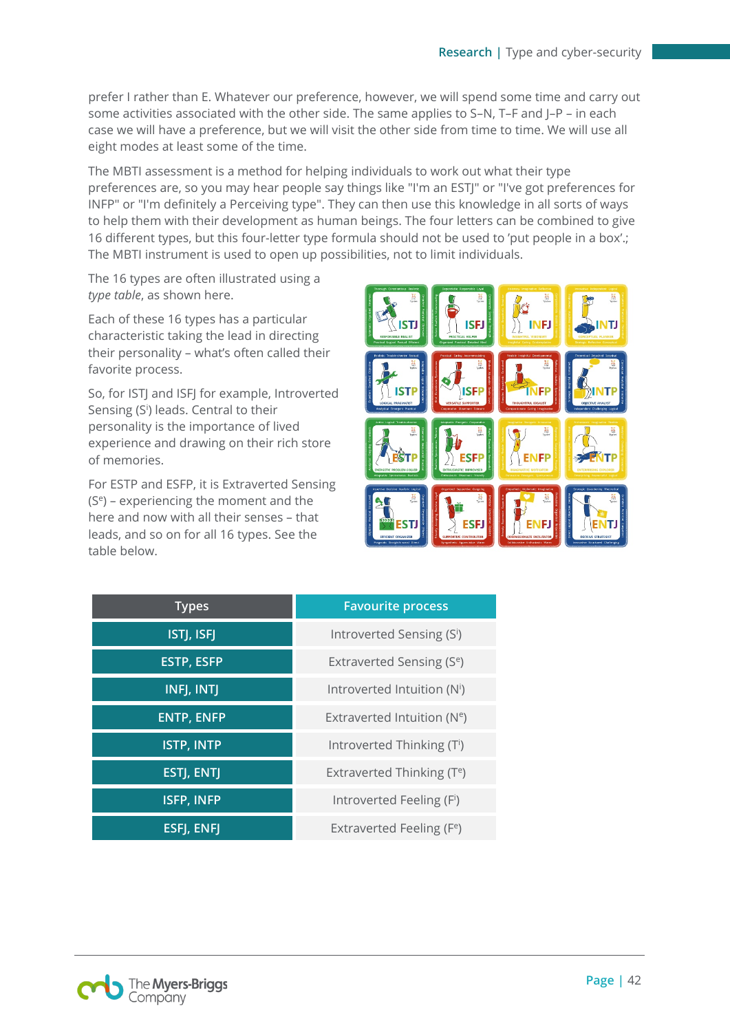prefer I rather than E. Whatever our preference, however, we will spend some time and carry out some activities associated with the other side. The same applies to S–N, T–F and J–P – in each case we will have a preference, but we will visit the other side from time to time. We will use all eight modes at least some of the time.

The MBTI assessment is a method for helping individuals to work out what their type preferences are, so you may hear people say things like "I'm an ESTJ" or "I've got preferences for INFP" or "I'm definitely a Perceiving type". They can then use this knowledge in all sorts of ways to help them with their development as human beings. The four letters can be combined to give 16 different types, but this four-letter type formula should not be used to 'put people in a box'.; The MBTI instrument is used to open up possibilities, not to limit individuals.

The 16 types are often illustrated using a *type table*, as shown here.

Each of these 16 types has a particular characteristic taking the lead in directing their personality – what's often called their favorite process.

So, for ISTJ and ISFJ for example, Introverted Sensing ($S^i$) leads. Central to their personality is the importance of lived experience and drawing on their rich store of memories.

For ESTP and ESFP, it is Extraverted Sensing ($S^e$) – experiencing the moment and the here and now with all their senses – that leads, and so on for all 16 types. See the table below.

| Types | Favourite process |
|---|---|
| ISTJ, ISFJ | Introverted Sensing ($S^i$) |
| ESTP, ESFP | Extraverted Sensing ($S^e$) |
| INFJ, INTJ | Introverted Intuition ($N^i$) |
| ENTP, ENFP | Extraverted Intuition ($N^e$) |
| ISTP, INTP | Introverted Thinking ($T^i$) |
| ESTJ, ENTJ | Extraverted Thinking ($T^e$) |
| ISFP, INFP | Introverted Feeling ($F^i$) |
| ESFJ, ENFJ | Extraverted Feeling ($F^e$) |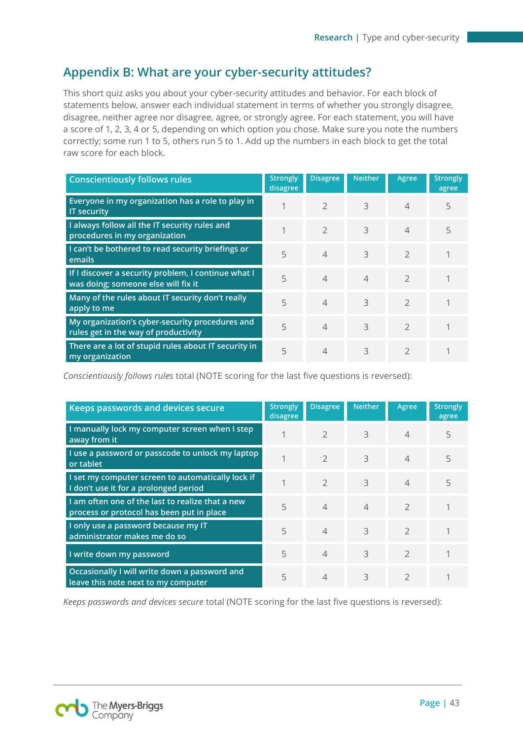## Appendix B: What are your cyber-security attitudes?

This short quiz asks you about your cyber-security attitudes and behavior. For each block of statements below, answer each individual statement in terms of whether you strongly disagree, disagree, neither agree nor disagree, agree, or strongly agree. For each statement, you will have a score of 1, 2, 3, 4 or 5, depending on which option you chose. Make sure you note the numbers correctly; some run 1 to 5, others run 5 to 1. Add up the numbers in each block to get the total raw score for each block.

| Conscientiously follows rules | Strongly disagree | Disagree | Neither | Agree | Strongly agree |
|---|---|---|---|---|---|
| Everyone in my organization has a role to play in IT security | 1 | 2 | 3 | 4 | 5 |
| I always follow all the IT security rules and procedures in my organization | 1 | 2 | 3 | 4 | 5 |
| I can't be bothered to read security briefings or emails | 5 | 4 | 3 | 2 | 1 |
| If I discover a security problem, I continue what I was doing; someone else will fix it | 5 | 4 | 4 | 2 | 1 |
| Many of the rules about IT security don't really apply to me | 5 | 4 | 3 | 2 | 1 |
| My organization's cyber-security procedures and rules get in the way of productivity | 5 | 4 | 3 | 2 | 1 |
| There are a lot of stupid rules about IT security in my organization | 5 | 4 | 3 | 2 | 1 |

*Conscientiously follows rules* total (NOTE scoring for the last five questions is reversed):

| Keeps passwords and devices secure | Strongly disagree | Disagree | Neither | Agree | Strongly agree |
|---|---|---|---|---|---|
| I manually lock my computer screen when I step away from it | 1 | 2 | 3 | 4 | 5 |
| I use a password or passcode to unlock my laptop or tablet | 1 | 2 | 3 | 4 | 5 |
| I set my computer screen to automatically lock if I don't use it for a prolonged period | 1 | 2 | 3 | 4 | 5 |
| I am often one of the last to realize that a new process or protocol has been put in place | 5 | 4 | 4 | 2 | 1 |
| I only use a password because my IT administrator makes me do so | 5 | 4 | 3 | 2 | 1 |
| I write down my password | 5 | 4 | 3 | 2 | 1 |
| Occasionally I will write down a password and leave this note next to my computer | 5 | 4 | 3 | 2 | 1 |

*Keeps passwords and devices secure* total (NOTE scoring for the last five questions is reversed):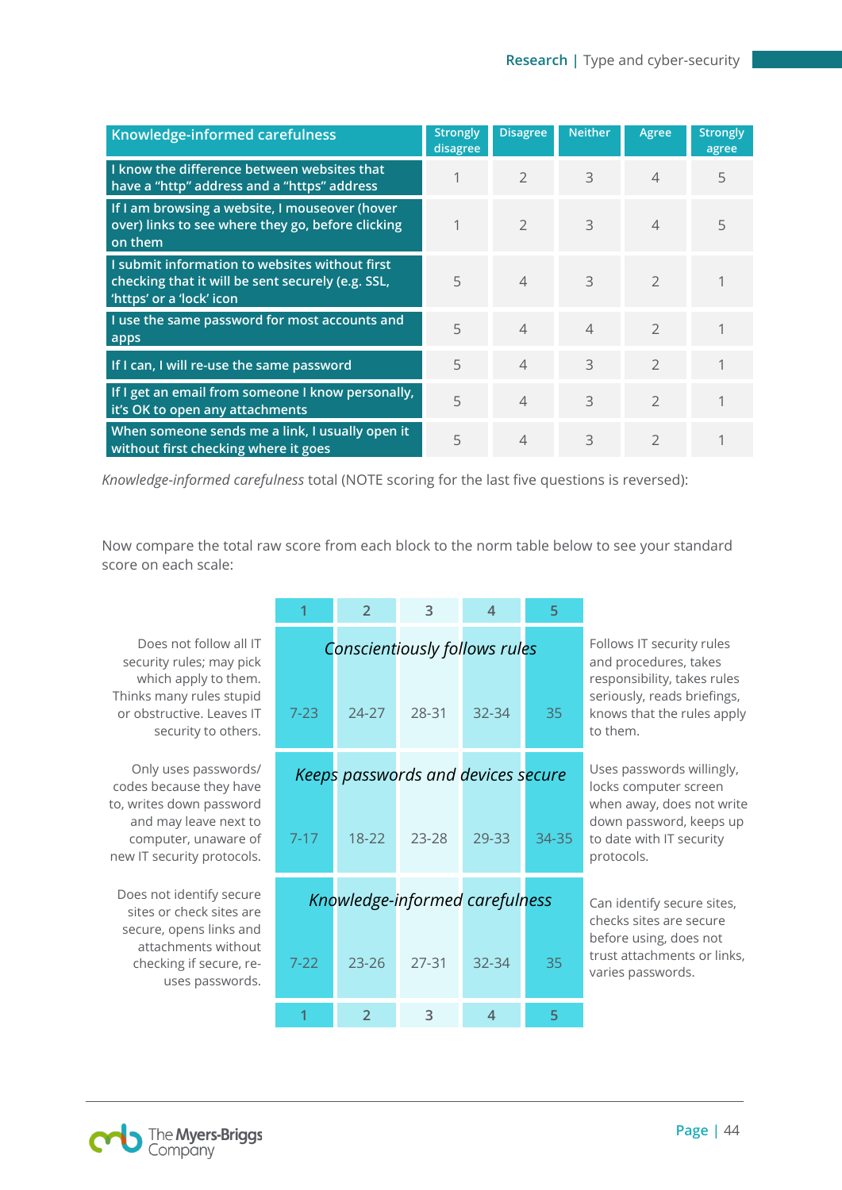| Knowledge-informed carefulness | Strongly disagree | Disagree | Neither | Agree | Strongly agree |
|---|---|---|---|---|---|
| I know the difference between websites that have a "http" address and a "https" address | 1 | 2 | 3 | 4 | 5 |
| If I am browsing a website, I mouseover (hover over) links to see where they go, before clicking on them | 1 | 2 | 3 | 4 | 5 |
| I submit information to websites without first checking that it will be sent securely (e.g. SSL, 'https' or a 'lock' icon | 5 | 4 | 3 | 2 | 1 |
| I use the same password for most accounts and apps | 5 | 4 | 4 | 2 | 1 |
| If I can, I will re-use the same password | 5 | 4 | 3 | 2 | 1 |
| If I get an email from someone I know personally, it's OK to open any attachments | 5 | 4 | 3 | 2 | 1 |
| When someone sends me a link, I usually open it without first checking where it goes | 5 | 4 | 3 | 2 | 1 |

*Knowledge-informed carefulness* total (NOTE scoring for the last five questions is reversed):

Now compare the total raw score from each block to the norm table below to see your standard score on each scale:

| Low description | 1 | 2 | 3 | 4 | 5 | High description |
|---|---|---|---|---|---|---|
| Does not follow all IT security rules; may pick which apply to them. Thinks many rules stupid or obstructive. Leaves IT security to others. | *Conscientiously follows rules* 7-23 | 24-27 | 28-31 | 32-34 | 35 | Follows IT security rules and procedures, takes responsibility, takes rules seriously, reads briefings, knows that the rules apply to them. |
| Only uses passwords/ codes because they have to, writes down password and may leave next to computer, unaware of new IT security protocols. | *Keeps passwords and devices secure* 7-17 | 18-22 | 23-28 | 29-33 | 34-35 | Uses passwords willingly, locks computer screen when away, does not write down password, keeps up to date with IT security protocols. |
| Does not identify secure sites or check sites are secure, opens links and attachments without checking if secure, re-uses passwords. | *Knowledge-informed carefulness* 7-22 | 23-26 | 27-31 | 32-34 | 35 | Can identify secure sites, checks sites are secure before using, does not trust attachments or links, varies passwords. |
| | 1 | 2 | 3 | 4 | 5 | |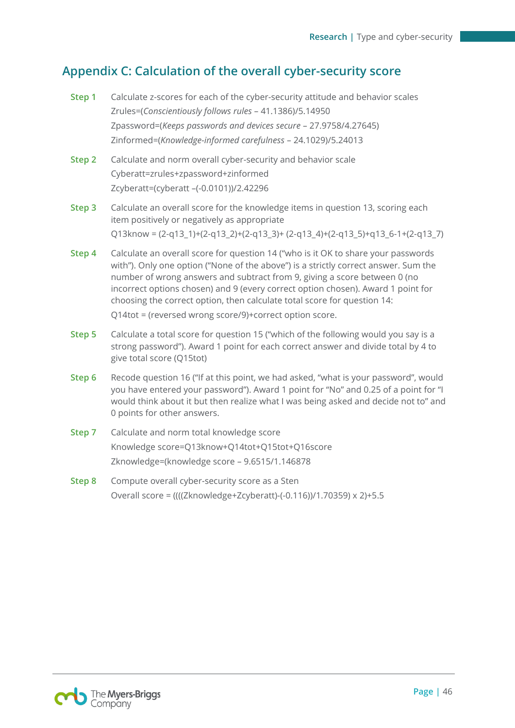## Appendix C: Calculation of the overall cyber-security score

**Step 1** Calculate z-scores for each of the cyber-security attitude and behavior scales

Zrules=(*Conscientiously follows rules* – 41.1386)/5.14950

Zpassword=(*Keeps passwords and devices secure* – 27.9758/4.27645)

Zinformed=(*Knowledge-informed carefulness* – 24.1029)/5.24013

**Step 2** Calculate and norm overall cyber-security and behavior scale

Cyberatt=zrules+zpassword+zinformed

Zcyberatt=(cyberatt –(-0.0101))/2.42296

**Step 3** Calculate an overall score for the knowledge items in question 13, scoring each item positively or negatively as appropriate

Q13know = (2-q13_1)+(2-q13_2)+(2-q13_3)+ (2-q13_4)+(2-q13_5)+q13_6-1+(2-q13_7)

**Step 4** Calculate an overall score for question 14 ("who is it OK to share your passwords with"). Only one option ("None of the above") is a strictly correct answer. Sum the number of wrong answers and subtract from 9, giving a score between 0 (no incorrect options chosen) and 9 (every correct option chosen). Award 1 point for choosing the correct option, then calculate total score for question 14:

Q14tot = (reversed wrong score/9)+correct option score.

**Step 5** Calculate a total score for question 15 ("which of the following would you say is a strong password"). Award 1 point for each correct answer and divide total by 4 to give total score (Q15tot)

**Step 6** Recode question 16 ("If at this point, we had asked, "what is your password", would you have entered your password"). Award 1 point for "No" and 0.25 of a point for "I would think about it but then realize what I was being asked and decide not to" and 0 points for other answers.

**Step 7** Calculate and norm total knowledge score

Knowledge score=Q13know+Q14tot+Q15tot+Q16score

Zknowledge=(knowledge score – 9.6515/1.146878

**Step 8** Compute overall cyber-security score as a Sten

Overall score = ((((Zknowledge+Zcyberatt)-(-0.116))/1.70359) x 2)+5.5